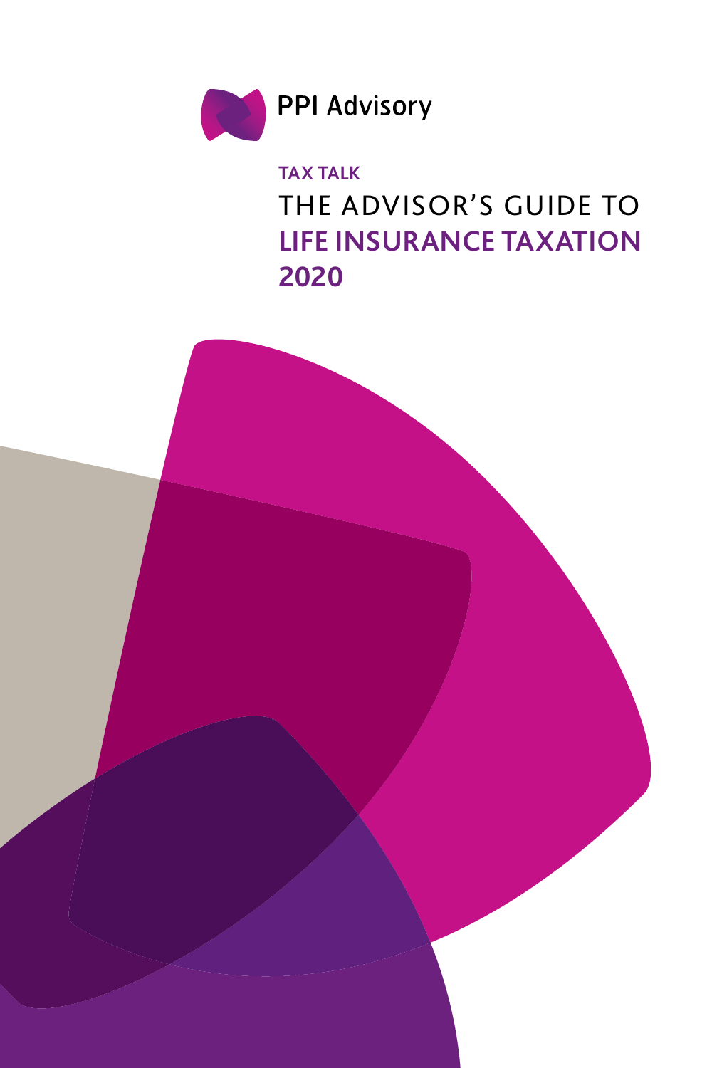PPI Advisory

TAX TALK

# THE ADVISOR'S GUIDE TO **LIFE INSURANCE TAXATION 2020**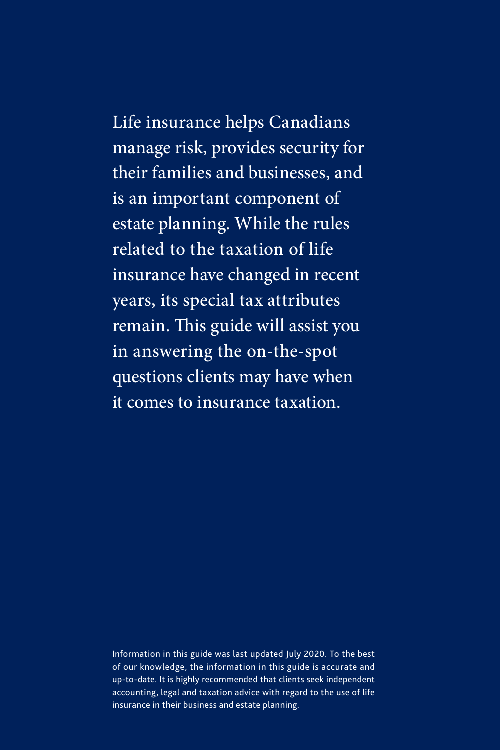Life insurance helps Canadians manage risk, provides security for their families and businesses, and is an important component of estate planning. While the rules related to the taxation of life insurance have changed in recent years, its special tax attributes remain. This guide will assist you in answering the on-the-spot questions clients may have when it comes to insurance taxation.

Information in this guide was last updated July 2020. To the best of our knowledge, the information in this guide is accurate and up-to-date. It is highly recommended that clients seek independent accounting, legal and taxation advice with regard to the use of life insurance in their business and estate planning.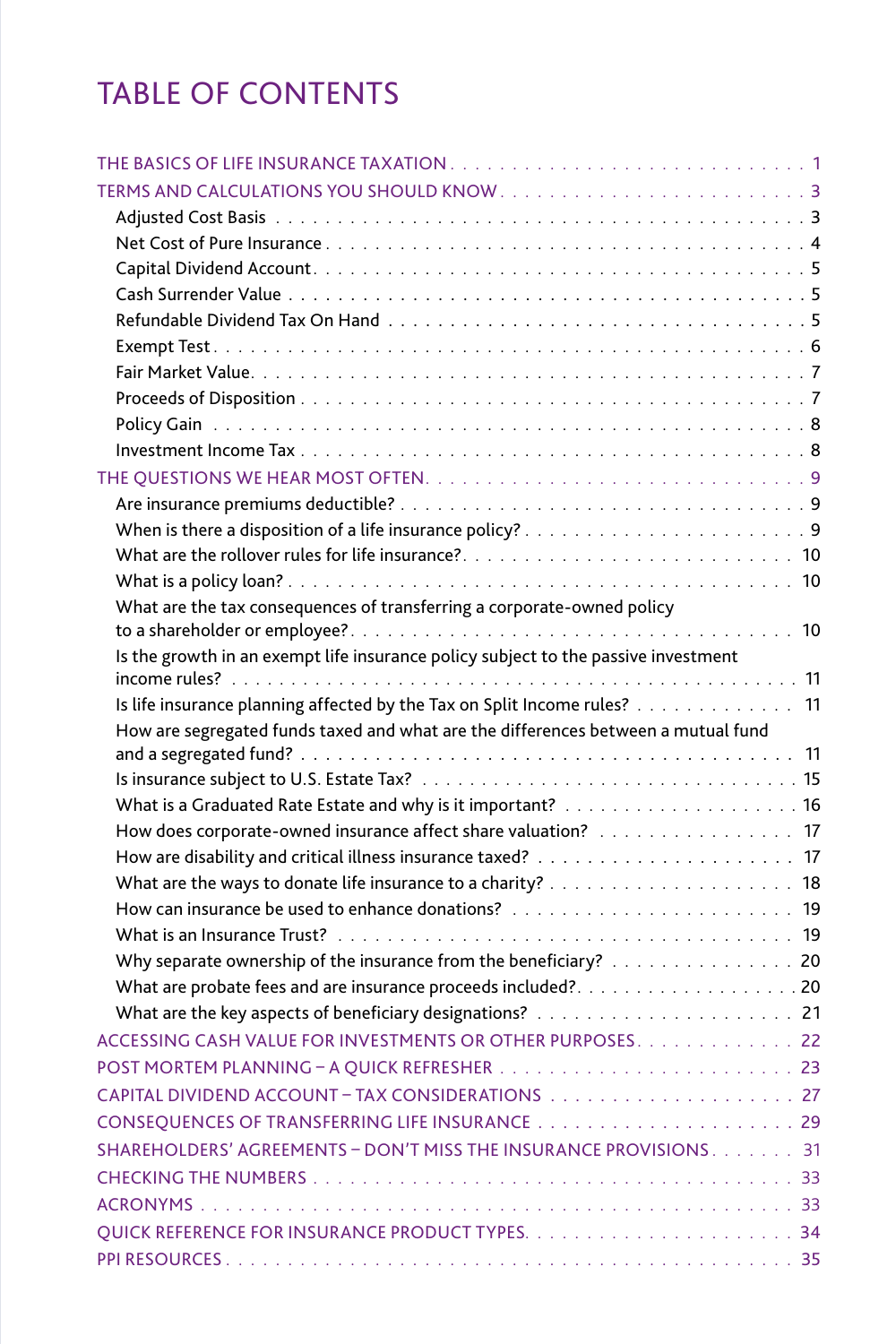# TABLE OF CONTENTS

- THE BASICS OF LIFE INSURANCE TAXATION . . . . . 1
- TERMS AND CALCULATIONS YOU SHOULD KNOW . . . . . 3
  - Adjusted Cost Basis . . . . . 3
  - Net Cost of Pure Insurance . . . . . 4
  - Capital Dividend Account . . . . . 5
  - Cash Surrender Value . . . . . 5
  - Refundable Dividend Tax On Hand . . . . . 5
  - Exempt Test . . . . . 6
  - Fair Market Value . . . . . 7
  - Proceeds of Disposition . . . . . 7
  - Policy Gain . . . . . 8
  - Investment Income Tax . . . . . 8
- THE QUESTIONS WE HEAR MOST OFTEN . . . . . 9
  - Are insurance premiums deductible? . . . . . 9
  - When is there a disposition of a life insurance policy? . . . . . 9
  - What are the rollover rules for life insurance? . . . . . 10
  - What is a policy loan? . . . . . 10
  - What are the tax consequences of transferring a corporate-owned policy to a shareholder or employee? . . . . . 10
  - Is the growth in an exempt life insurance policy subject to the passive investment income rules? . . . . . 11
  - Is life insurance planning affected by the Tax on Split Income rules? . . . . . 11
  - How are segregated funds taxed and what are the differences between a mutual fund and a segregated fund? . . . . . 11
  - Is insurance subject to U.S. Estate Tax? . . . . . 15
  - What is a Graduated Rate Estate and why is it important? . . . . . 16
  - How does corporate-owned insurance affect share valuation? . . . . . 17
  - How are disability and critical illness insurance taxed? . . . . . 17
  - What are the ways to donate life insurance to a charity? . . . . . 18
  - How can insurance be used to enhance donations? . . . . . 19
  - What is an Insurance Trust? . . . . . 19
  - Why separate ownership of the insurance from the beneficiary? . . . . . 20
  - What are probate fees and are insurance proceeds included? . . . . . 20
  - What are the key aspects of beneficiary designations? . . . . . 21
- ACCESSING CASH VALUE FOR INVESTMENTS OR OTHER PURPOSES . . . . . 22
- POST MORTEM PLANNING – A QUICK REFRESHER . . . . . 23
- CAPITAL DIVIDEND ACCOUNT – TAX CONSIDERATIONS . . . . . 27
- CONSEQUENCES OF TRANSFERRING LIFE INSURANCE . . . . . 29
- SHAREHOLDERS' AGREEMENTS – DON'T MISS THE INSURANCE PROVISIONS . . . . . 31
- CHECKING THE NUMBERS . . . . . 33
- ACRONYMS . . . . . 33
- QUICK REFERENCE FOR INSURANCE PRODUCT TYPES . . . . . 34
- PPI RESOURCES . . . . . 35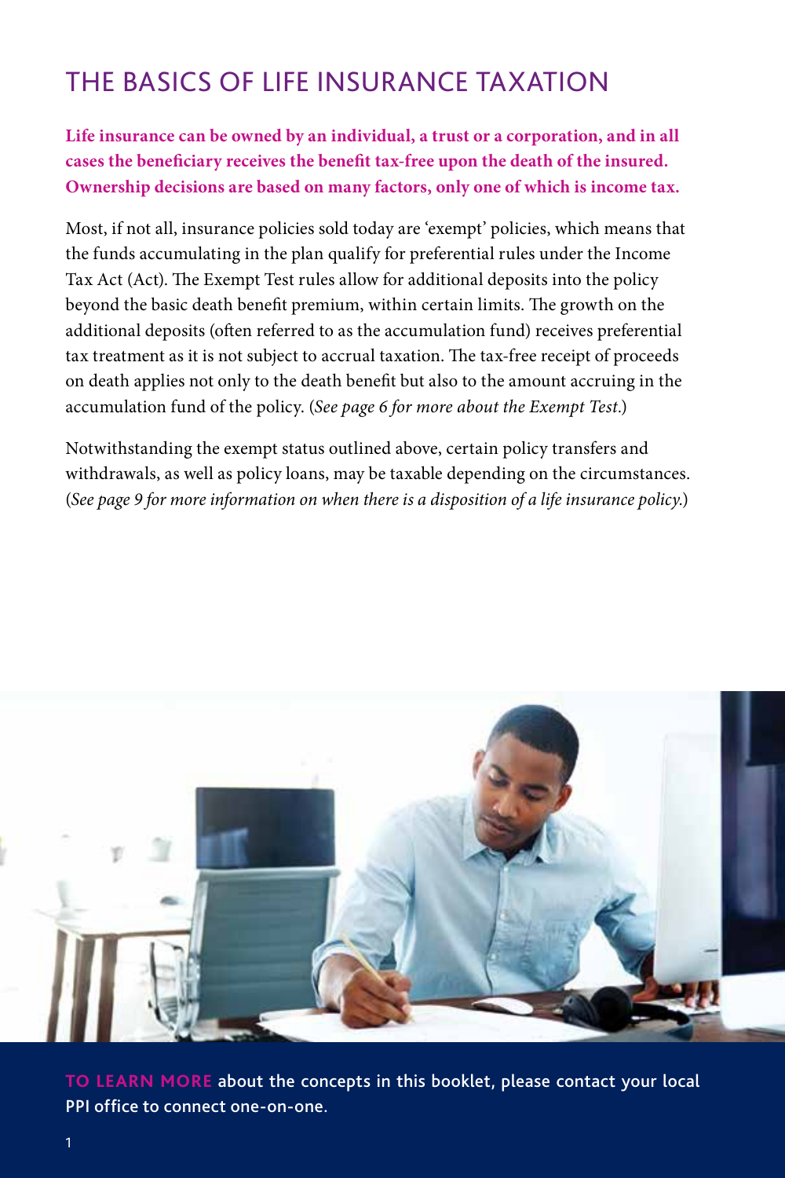# THE BASICS OF LIFE INSURANCE TAXATION

**Life insurance can be owned by an individual, a trust or a corporation, and in all cases the beneficiary receives the benefit tax-free upon the death of the insured. Ownership decisions are based on many factors, only one of which is income tax.**

Most, if not all, insurance policies sold today are 'exempt' policies, which means that the funds accumulating in the plan qualify for preferential rules under the Income Tax Act (Act). The Exempt Test rules allow for additional deposits into the policy beyond the basic death benefit premium, within certain limits. The growth on the additional deposits (often referred to as the accumulation fund) receives preferential tax treatment as it is not subject to accrual taxation. The tax-free receipt of proceeds on death applies not only to the death benefit but also to the amount accruing in the accumulation fund of the policy. (*See page 6 for more about the Exempt Test.*)

Notwithstanding the exempt status outlined above, certain policy transfers and withdrawals, as well as policy loans, may be taxable depending on the circumstances. (*See page 9 for more information on when there is a disposition of a life insurance policy.*)

**TO LEARN MORE** about the concepts in this booklet, please contact your local PPI office to connect one-on-one.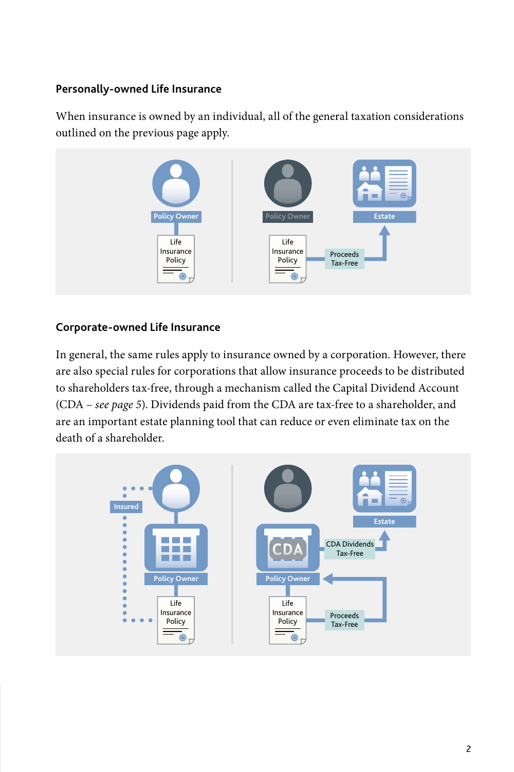## Personally-owned Life Insurance

When insurance is owned by an individual, all of the general taxation considerations outlined on the previous page apply.

## Corporate-owned Life Insurance

In general, the same rules apply to insurance owned by a corporation. However, there are also special rules for corporations that allow insurance proceeds to be distributed to shareholders tax-free, through a mechanism called the Capital Dividend Account (CDA – *see page 5*). Dividends paid from the CDA are tax-free to a shareholder, and are an important estate planning tool that can reduce or even eliminate tax on the death of a shareholder.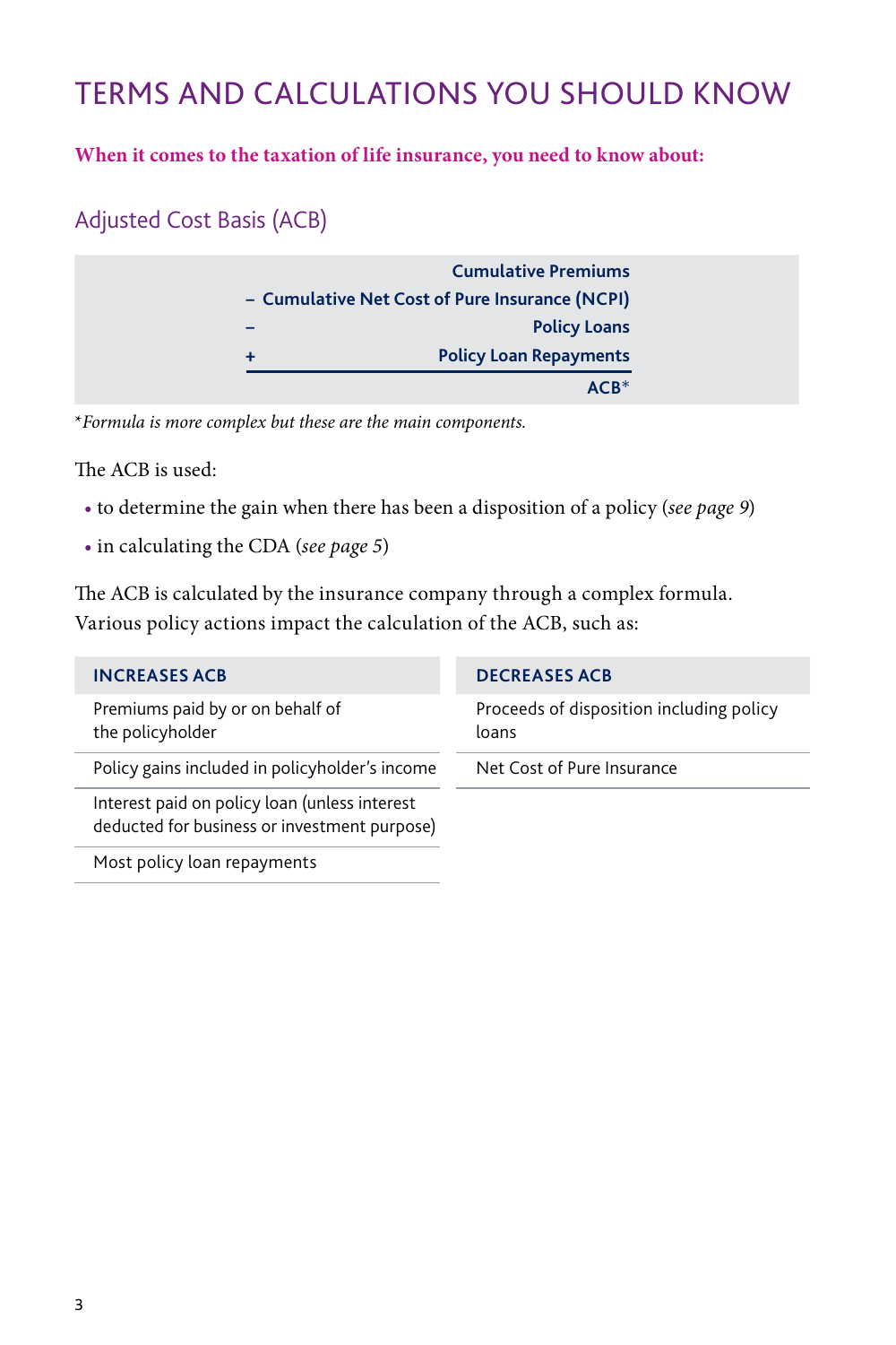# TERMS AND CALCULATIONS YOU SHOULD KNOW

**When it comes to the taxation of life insurance, you need to know about:**

## Adjusted Cost Basis (ACB)

| | |
|---|---|
| | **Cumulative Premiums** |
| **–** | **Cumulative Net Cost of Pure Insurance (NCPI)** |
| **–** | **Policy Loans** |
| **+** | **Policy Loan Repayments** |
| | **ACB*** |

**Formula is more complex but these are the main components.*

The ACB is used:

- to determine the gain when there has been a disposition of a policy (*see page 9*)
- in calculating the CDA (*see page 5*)

The ACB is calculated by the insurance company through a complex formula. Various policy actions impact the calculation of the ACB, such as:

| INCREASES ACB | DECREASES ACB |
|---|---|
| Premiums paid by or on behalf of the policyholder | Proceeds of disposition including policy loans |
| Policy gains included in policyholder's income | Net Cost of Pure Insurance |
| Interest paid on policy loan (unless interest deducted for business or investment purpose) | |
| Most policy loan repayments | |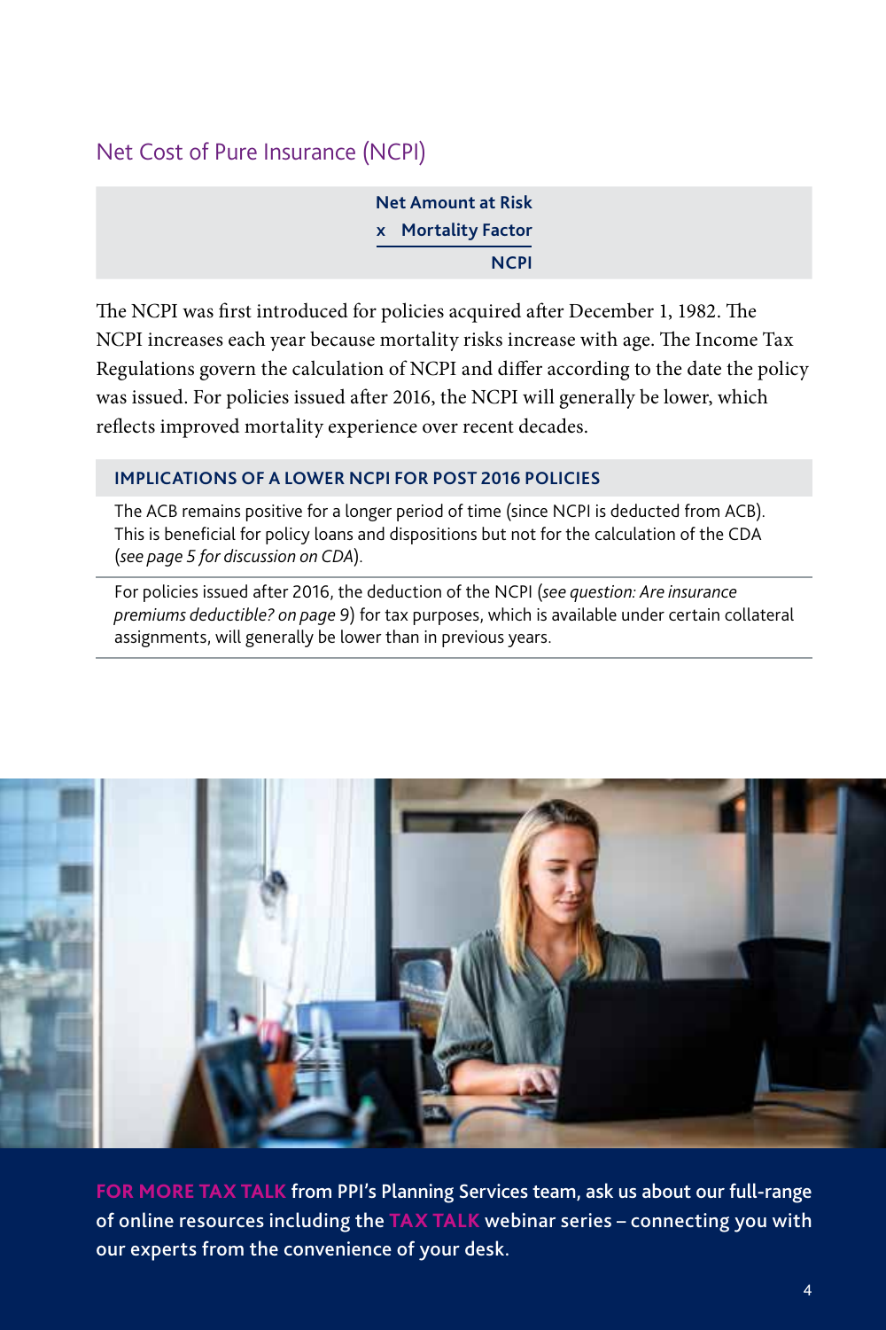## Net Cost of Pure Insurance (NCPI)

| |
|---|
| Net Amount at Risk |
| x Mortality Factor |
| **NCPI** |

The NCPI was first introduced for policies acquired after December 1, 1982. The NCPI increases each year because mortality risks increase with age. The Income Tax Regulations govern the calculation of NCPI and differ according to the date the policy was issued. For policies issued after 2016, the NCPI will generally be lower, which reflects improved mortality experience over recent decades.

| IMPLICATIONS OF A LOWER NCPI FOR POST 2016 POLICIES |
|---|
| The ACB remains positive for a longer period of time (since NCPI is deducted from ACB). This is beneficial for policy loans and dispositions but not for the calculation of the CDA (*see page 5 for discussion on CDA*). |
| For policies issued after 2016, the deduction of the NCPI (*see question: Are insurance premiums deductible? on page* 9) for tax purposes, which is available under certain collateral assignments, will generally be lower than in previous years. |

**FOR MORE TAX TALK** from PPI's Planning Services team, ask us about our full-range of online resources including the **TAX TALK** webinar series – connecting you with our experts from the convenience of your desk.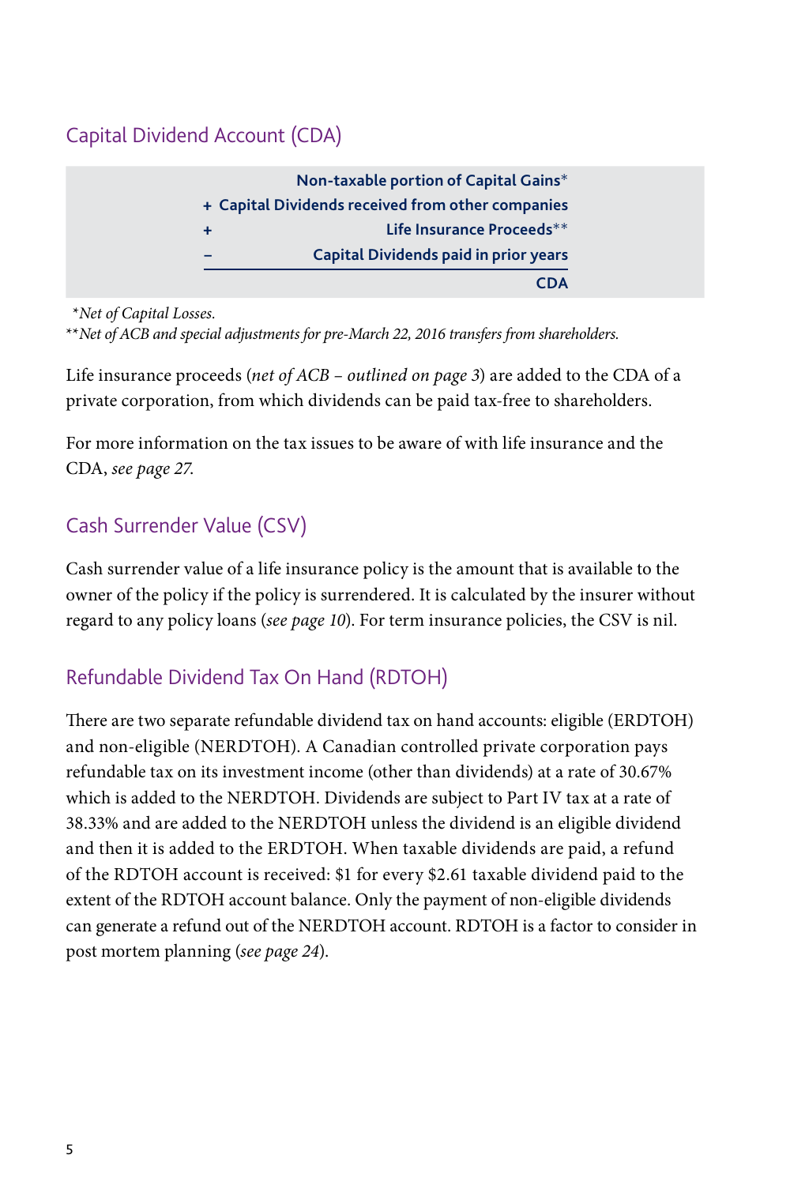## Capital Dividend Account (CDA)

| | |
|---|---|
| | **Non-taxable portion of Capital Gains*** |
| **+** | **Capital Dividends received from other companies** |
| **+** | **Life Insurance Proceeds**** |
| **–** | **Capital Dividends paid in prior years** |
| | **CDA** |

*\*Net of Capital Losses.*
*\*\*Net of ACB and special adjustments for pre-March 22, 2016 transfers from shareholders.*

Life insurance proceeds (*net of ACB – outlined on page 3*) are added to the CDA of a private corporation, from which dividends can be paid tax-free to shareholders.

For more information on the tax issues to be aware of with life insurance and the CDA, *see page 27*.

## Cash Surrender Value (CSV)

Cash surrender value of a life insurance policy is the amount that is available to the owner of the policy if the policy is surrendered. It is calculated by the insurer without regard to any policy loans (*see page 10*). For term insurance policies, the CSV is nil.

## Refundable Dividend Tax On Hand (RDTOH)

There are two separate refundable dividend tax on hand accounts: eligible (ERDTOH) and non-eligible (NERDTOH). A Canadian controlled private corporation pays refundable tax on its investment income (other than dividends) at a rate of 30.67% which is added to the NERDTOH. Dividends are subject to Part IV tax at a rate of 38.33% and are added to the NERDTOH unless the dividend is an eligible dividend and then it is added to the ERDTOH. When taxable dividends are paid, a refund of the RDTOH account is received: $1 for every $2.61 taxable dividend paid to the extent of the RDTOH account balance. Only the payment of non-eligible dividends can generate a refund out of the NERDTOH account. RDTOH is a factor to consider in post mortem planning (*see page 24*).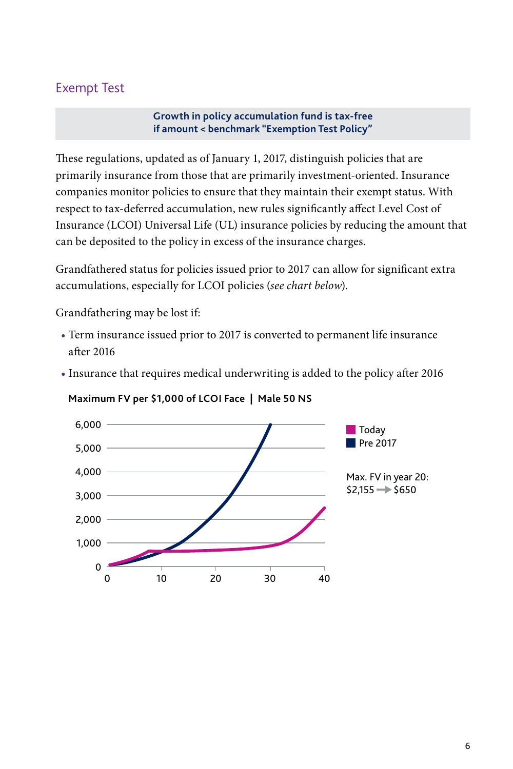## Exempt Test

**Growth in policy accumulation fund is tax-free if amount < benchmark "Exemption Test Policy"**

These regulations, updated as of January 1, 2017, distinguish policies that are primarily insurance from those that are primarily investment-oriented. Insurance companies monitor policies to ensure that they maintain their exempt status. With respect to tax-deferred accumulation, new rules significantly affect Level Cost of Insurance (LCOI) Universal Life (UL) insurance policies by reducing the amount that can be deposited to the policy in excess of the insurance charges.

Grandfathered status for policies issued prior to 2017 can allow for significant extra accumulations, especially for LCOI policies (*see chart below*).

Grandfathering may be lost if:

- Term insurance issued prior to 2017 is converted to permanent life insurance after 2016
- Insurance that requires medical underwriting is added to the policy after 2016

**Maximum FV per $1,000 of LCOI Face | Male 50 NS**

Today
Pre 2017

Max. FV in year 20:
$2,155 → $650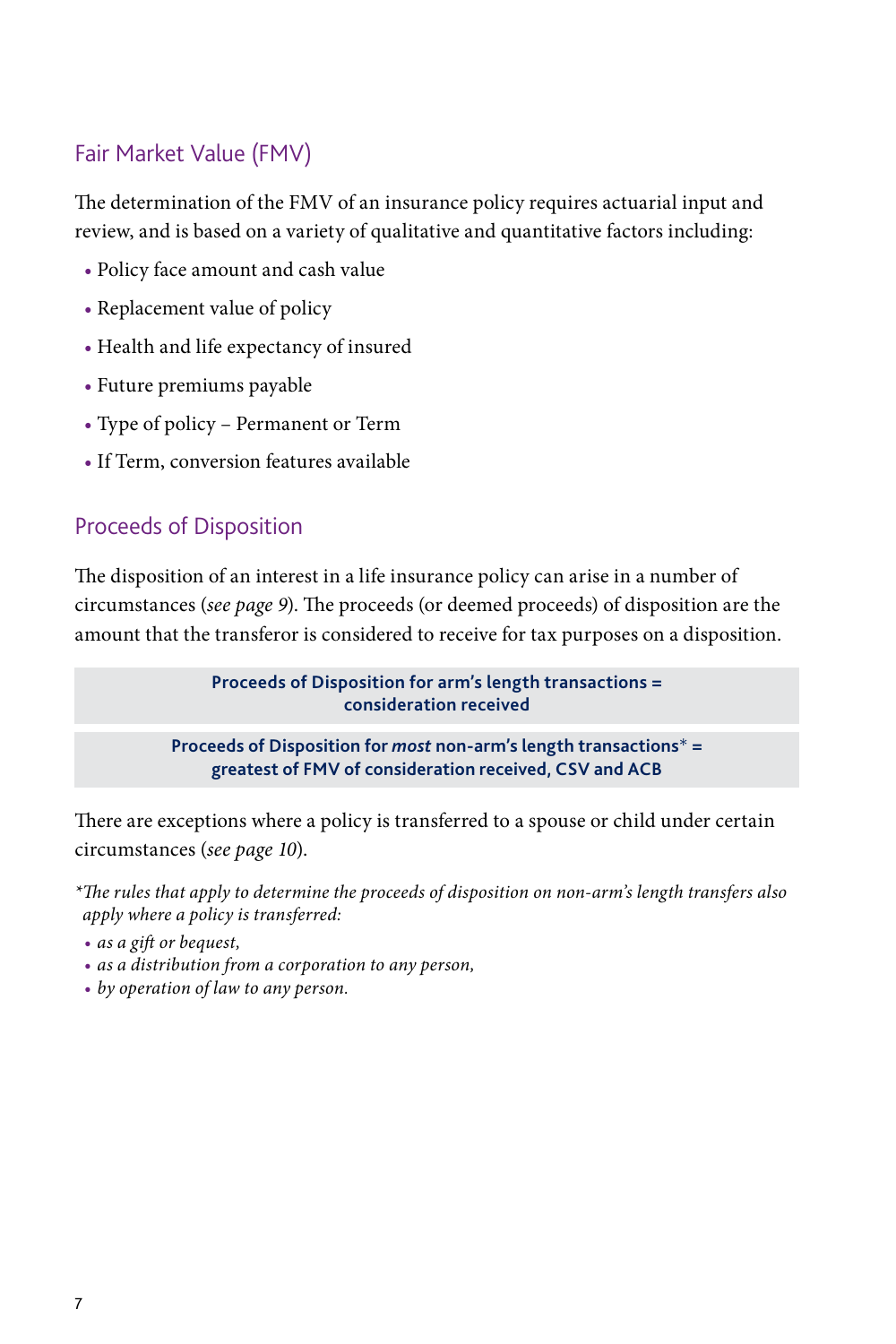## Fair Market Value (FMV)

The determination of the FMV of an insurance policy requires actuarial input and review, and is based on a variety of qualitative and quantitative factors including:

- Policy face amount and cash value
- Replacement value of policy
- Health and life expectancy of insured
- Future premiums payable
- Type of policy – Permanent or Term
- If Term, conversion features available

## Proceeds of Disposition

The disposition of an interest in a life insurance policy can arise in a number of circumstances (*see page 9*). The proceeds (or deemed proceeds) of disposition are the amount that the transferor is considered to receive for tax purposes on a disposition.

**Proceeds of Disposition for arm's length transactions = consideration received**

**Proceeds of Disposition for *most* non-arm's length transactions* = greatest of FMV of consideration received, CSV and ACB**

There are exceptions where a policy is transferred to a spouse or child under certain circumstances (*see page 10*).

**The rules that apply to determine the proceeds of disposition on non-arm's length transfers also apply where a policy is transferred:*

- *as a gift or bequest,*
- *as a distribution from a corporation to any person,*
- *by operation of law to any person.*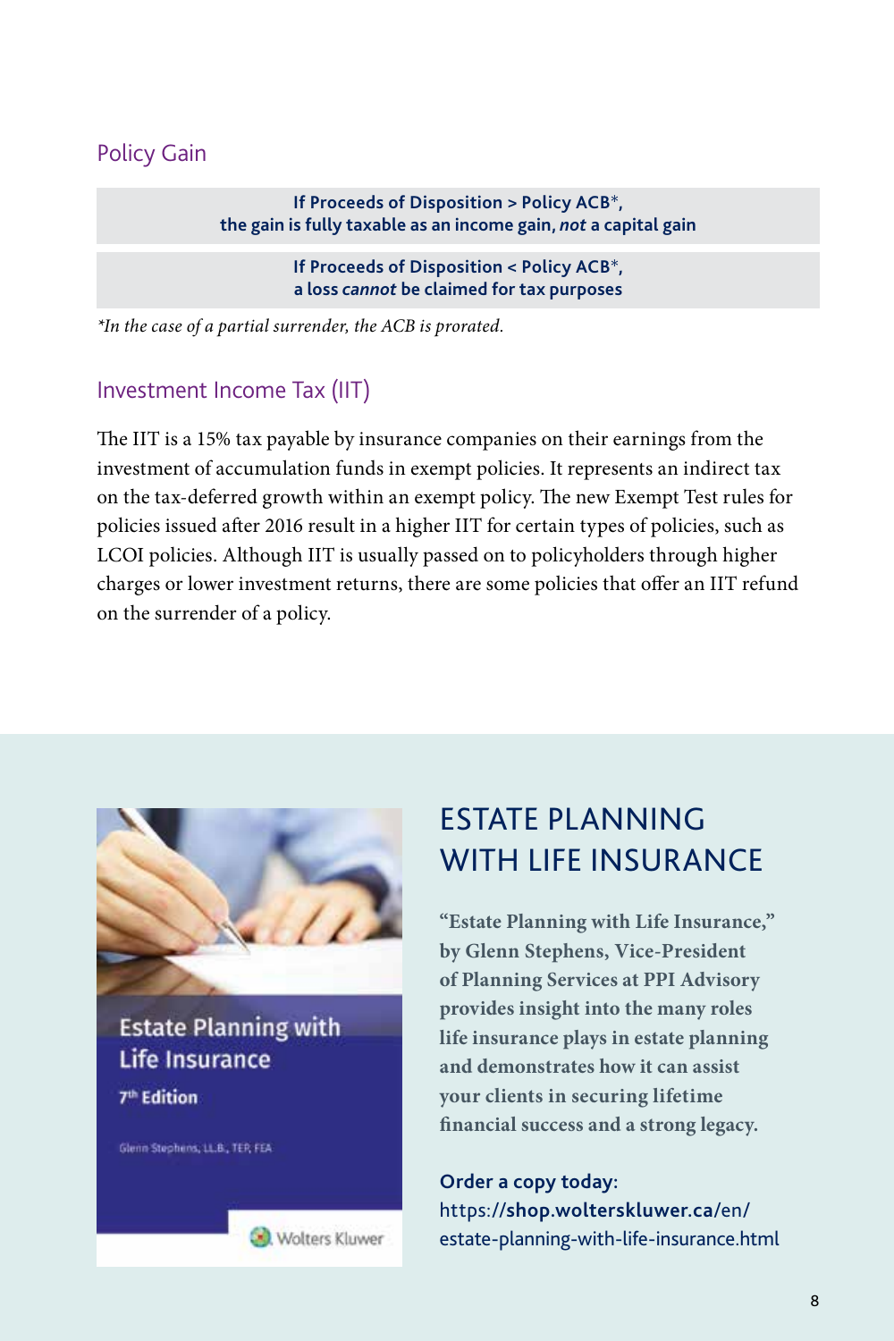## Policy Gain

**If Proceeds of Disposition > Policy ACB*, the gain is fully taxable as an income gain, *not* a capital gain**

**If Proceeds of Disposition < Policy ACB*, a loss *cannot* be claimed for tax purposes**

*\*In the case of a partial surrender, the ACB is prorated.*

## Investment Income Tax (IIT)

The IIT is a 15% tax payable by insurance companies on their earnings from the investment of accumulation funds in exempt policies. It represents an indirect tax on the tax-deferred growth within an exempt policy. The new Exempt Test rules for policies issued after 2016 result in a higher IIT for certain types of policies, such as LCOI policies. Although IIT is usually passed on to policyholders through higher charges or lower investment returns, there are some policies that offer an IIT refund on the surrender of a policy.

Estate Planning with Life Insurance

7th Edition

Glenn Stephens, LL.B., TEP, FEA

Wolters Kluwer

## ESTATE PLANNING WITH LIFE INSURANCE

**"Estate Planning with Life Insurance," by Glenn Stephens, Vice-President of Planning Services at PPI Advisory provides insight into the many roles life insurance plays in estate planning and demonstrates how it can assist your clients in securing lifetime financial success and a strong legacy.**

**Order a copy today:**
https://shop.wolterskluwer.ca/en/estate-planning-with-life-insurance.html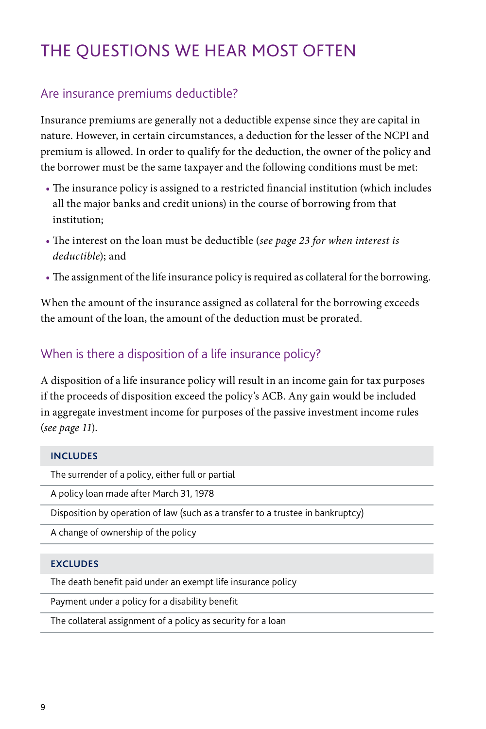# THE QUESTIONS WE HEAR MOST OFTEN

## Are insurance premiums deductible?

Insurance premiums are generally not a deductible expense since they are capital in nature. However, in certain circumstances, a deduction for the lesser of the NCPI and premium is allowed. In order to qualify for the deduction, the owner of the policy and the borrower must be the same taxpayer and the following conditions must be met:

- The insurance policy is assigned to a restricted financial institution (which includes all the major banks and credit unions) in the course of borrowing from that institution;
- The interest on the loan must be deductible (*see page 23 for when interest is deductible*); and
- The assignment of the life insurance policy is required as collateral for the borrowing.

When the amount of the insurance assigned as collateral for the borrowing exceeds the amount of the loan, the amount of the deduction must be prorated.

## When is there a disposition of a life insurance policy?

A disposition of a life insurance policy will result in an income gain for tax purposes if the proceeds of disposition exceed the policy's ACB. Any gain would be included in aggregate investment income for purposes of the passive investment income rules (*see page 11*).

| INCLUDES |
| --- |
| The surrender of a policy, either full or partial |
| A policy loan made after March 31, 1978 |
| Disposition by operation of law (such as a transfer to a trustee in bankruptcy) |
| A change of ownership of the policy |

| EXCLUDES |
| --- |
| The death benefit paid under an exempt life insurance policy |
| Payment under a policy for a disability benefit |
| The collateral assignment of a policy as security for a loan |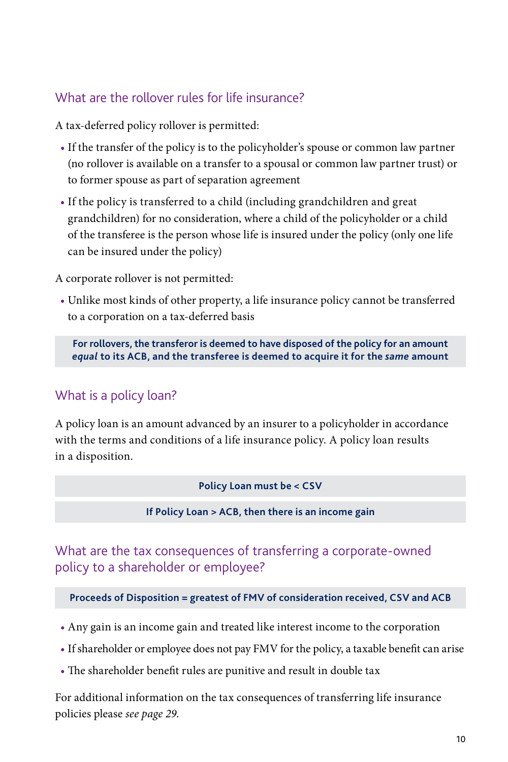## What are the rollover rules for life insurance?

A tax-deferred policy rollover is permitted:

- If the transfer of the policy is to the policyholder's spouse or common law partner (no rollover is available on a transfer to a spousal or common law partner trust) or to former spouse as part of separation agreement
- If the policy is transferred to a child (including grandchildren and great grandchildren) for no consideration, where a child of the policyholder or a child of the transferee is the person whose life is insured under the policy (only one life can be insured under the policy)

A corporate rollover is not permitted:

- Unlike most kinds of other property, a life insurance policy cannot be transferred to a corporation on a tax-deferred basis

**For rollovers, the transferor is deemed to have disposed of the policy for an amount *equal* to its ACB, and the transferee is deemed to acquire it for the *same* amount**

## What is a policy loan?

A policy loan is an amount advanced by an insurer to a policyholder in accordance with the terms and conditions of a life insurance policy. A policy loan results in a disposition.

**Policy Loan must be < CSV**

**If Policy Loan > ACB, then there is an income gain**

## What are the tax consequences of transferring a corporate-owned policy to a shareholder or employee?

**Proceeds of Disposition = greatest of FMV of consideration received, CSV and ACB**

- Any gain is an income gain and treated like interest income to the corporation
- If shareholder or employee does not pay FMV for the policy, a taxable benefit can arise
- The shareholder benefit rules are punitive and result in double tax

For additional information on the tax consequences of transferring life insurance policies please *see page 29*.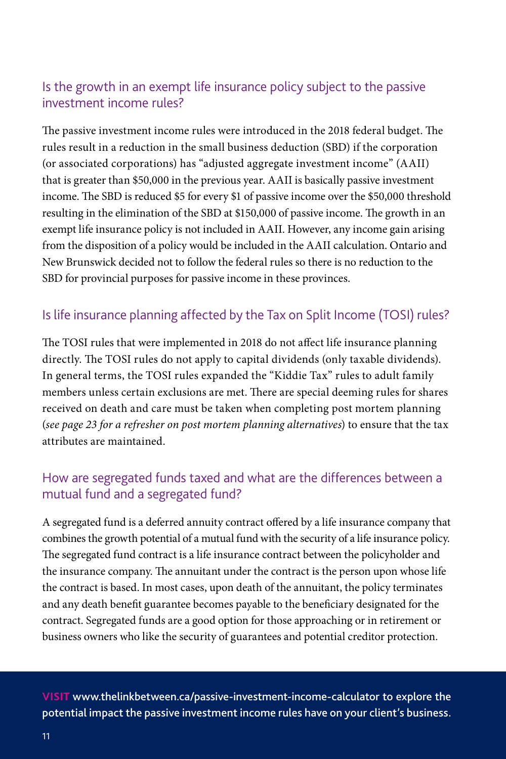## Is the growth in an exempt life insurance policy subject to the passive investment income rules?

The passive investment income rules were introduced in the 2018 federal budget. The rules result in a reduction in the small business deduction (SBD) if the corporation (or associated corporations) has "adjusted aggregate investment income" (AAII) that is greater than $50,000 in the previous year. AAII is basically passive investment income. The SBD is reduced $5 for every $1 of passive income over the $50,000 threshold resulting in the elimination of the SBD at $150,000 of passive income. The growth in an exempt life insurance policy is not included in AAII. However, any income gain arising from the disposition of a policy would be included in the AAII calculation. Ontario and New Brunswick decided not to follow the federal rules so there is no reduction to the SBD for provincial purposes for passive income in these provinces.

## Is life insurance planning affected by the Tax on Split Income (TOSI) rules?

The TOSI rules that were implemented in 2018 do not affect life insurance planning directly. The TOSI rules do not apply to capital dividends (only taxable dividends). In general terms, the TOSI rules expanded the "Kiddie Tax" rules to adult family members unless certain exclusions are met. There are special deeming rules for shares received on death and care must be taken when completing post mortem planning (*see page 23 for a refresher on post mortem planning alternatives*) to ensure that the tax attributes are maintained.

## How are segregated funds taxed and what are the differences between a mutual fund and a segregated fund?

A segregated fund is a deferred annuity contract offered by a life insurance company that combines the growth potential of a mutual fund with the security of a life insurance policy. The segregated fund contract is a life insurance contract between the policyholder and the insurance company. The annuitant under the contract is the person upon whose life the contract is based. In most cases, upon death of the annuitant, the policy terminates and any death benefit guarantee becomes payable to the beneficiary designated for the contract. Segregated funds are a good option for those approaching or in retirement or business owners who like the security of guarantees and potential creditor protection.

**VISIT** www.thelinkbetween.ca/passive-investment-income-calculator to explore the potential impact the passive investment income rules have on your client's business.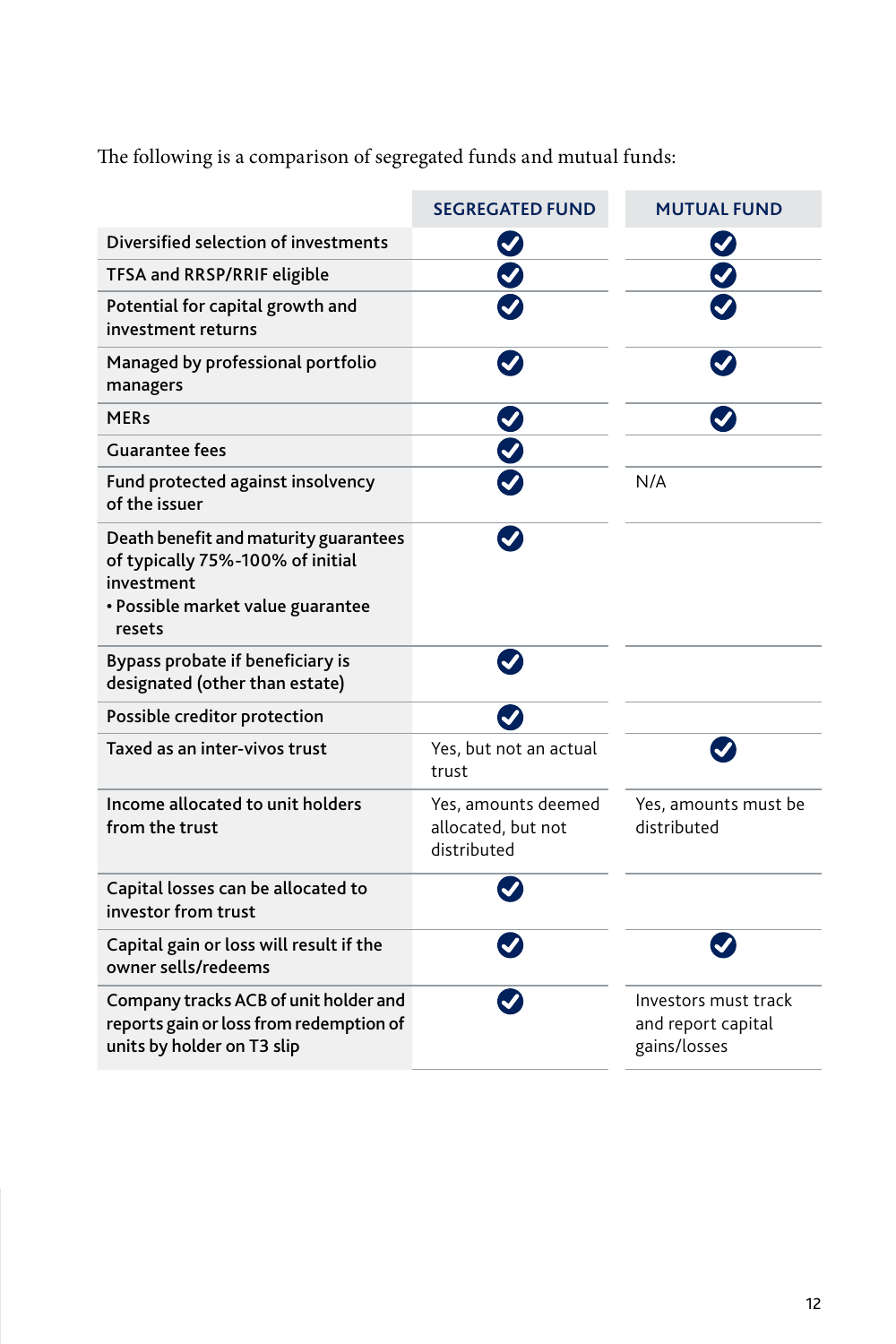The following is a comparison of segregated funds and mutual funds:

| | SEGREGATED FUND | MUTUAL FUND |
|---|---|---|
| Diversified selection of investments | ✓ | ✓ |
| TFSA and RRSP/RRIF eligible | ✓ | ✓ |
| Potential for capital growth and investment returns | ✓ | ✓ |
| Managed by professional portfolio managers | ✓ | ✓ |
| MERs | ✓ | ✓ |
| Guarantee fees | ✓ | |
| Fund protected against insolvency of the issuer | ✓ | N/A |
| Death benefit and maturity guarantees of typically 75%-100% of initial investment<br>• Possible market value guarantee resets | ✓ | |
| Bypass probate if beneficiary is designated (other than estate) | ✓ | |
| Possible creditor protection | ✓ | |
| Taxed as an inter-vivos trust | Yes, but not an actual trust | ✓ |
| Income allocated to unit holders from the trust | Yes, amounts deemed allocated, but not distributed | Yes, amounts must be distributed |
| Capital losses can be allocated to investor from trust | ✓ | |
| Capital gain or loss will result if the owner sells/redeems | ✓ | ✓ |
| Company tracks ACB of unit holder and reports gain or loss from redemption of units by holder on T3 slip | ✓ | Investors must track and report capital gains/losses |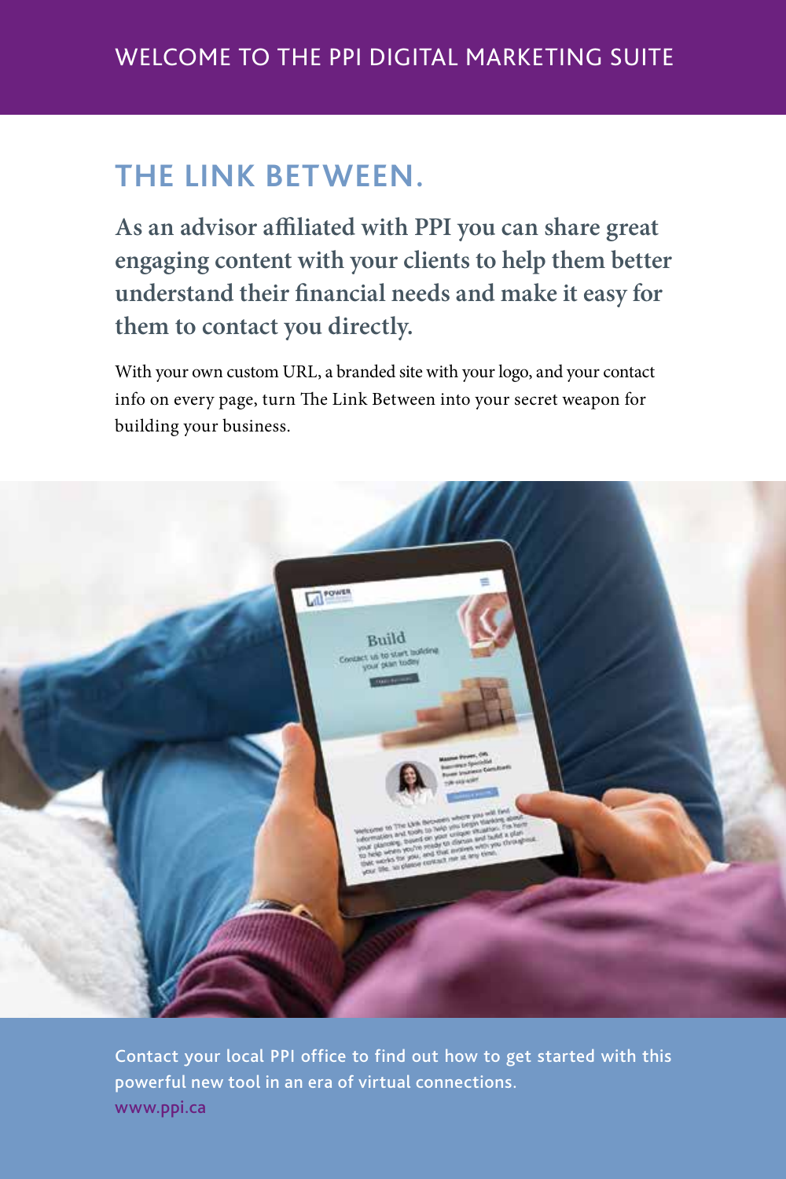WELCOME TO THE PPI DIGITAL MARKETING SUITE

# THE LINK BETWEEN.

**As an advisor affiliated with PPI you can share great engaging content with your clients to help them better understand their financial needs and make it easy for them to contact you directly.**

With your own custom URL, a branded site with your logo, and your contact info on every page, turn The Link Between into your secret weapon for building your business.

Contact your local PPI office to find out how to get started with this powerful new tool in an era of virtual connections.
www.ppi.ca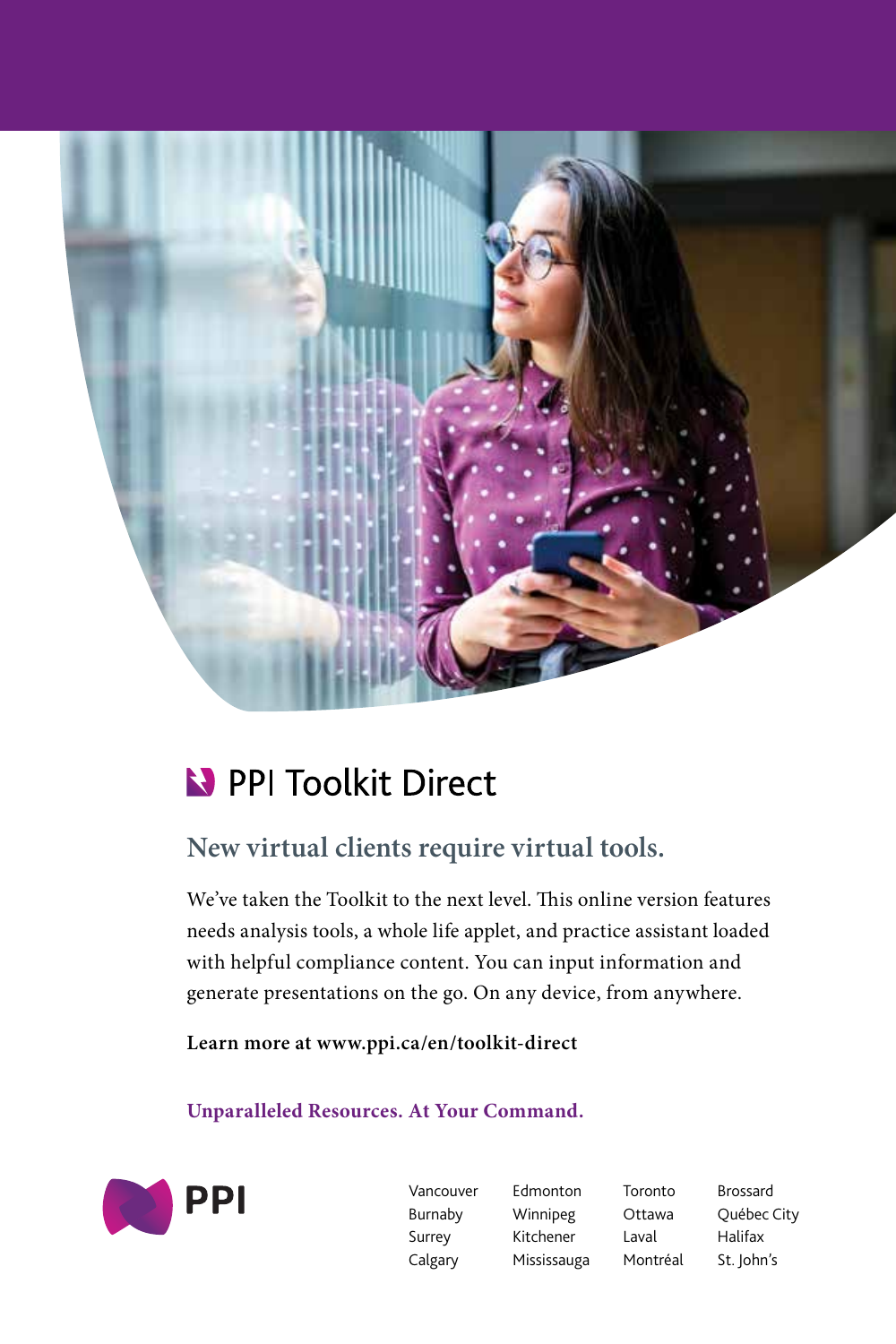## PPI Toolkit Direct

### New virtual clients require virtual tools.

We've taken the Toolkit to the next level. This online version features needs analysis tools, a whole life applet, and practice assistant loaded with helpful compliance content. You can input information and generate presentations on the go. On any device, from anywhere.

**Learn more at www.ppi.ca/en/toolkit-direct**

**Unparalleled Resources. At Your Command.**

PPI

Vancouver
Burnaby
Surrey
Calgary
Edmonton
Winnipeg
Kitchener
Mississauga
Toronto
Ottawa
Laval
Montréal
Brossard
Québec City
Halifax
St. John's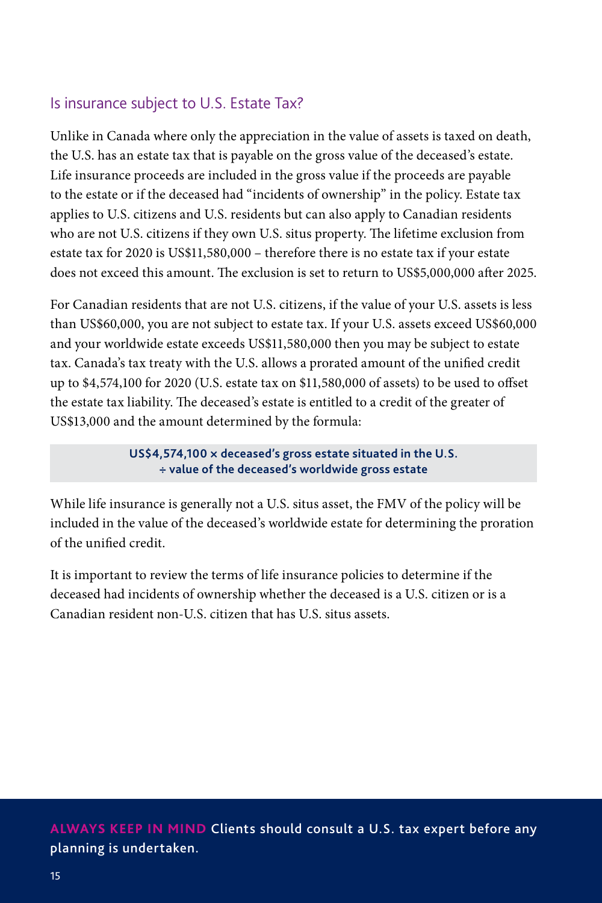## Is insurance subject to U.S. Estate Tax?

Unlike in Canada where only the appreciation in the value of assets is taxed on death, the U.S. has an estate tax that is payable on the gross value of the deceased's estate. Life insurance proceeds are included in the gross value if the proceeds are payable to the estate or if the deceased had "incidents of ownership" in the policy. Estate tax applies to U.S. citizens and U.S. residents but can also apply to Canadian residents who are not U.S. citizens if they own U.S. situs property. The lifetime exclusion from estate tax for 2020 is US$11,580,000 – therefore there is no estate tax if your estate does not exceed this amount. The exclusion is set to return to US$5,000,000 after 2025.

For Canadian residents that are not U.S. citizens, if the value of your U.S. assets is less than US$60,000, you are not subject to estate tax. If your U.S. assets exceed US$60,000 and your worldwide estate exceeds US$11,580,000 then you may be subject to estate tax. Canada's tax treaty with the U.S. allows a prorated amount of the unified credit up to $4,574,100 for 2020 (U.S. estate tax on $11,580,000 of assets) to be used to offset the estate tax liability. The deceased's estate is entitled to a credit of the greater of US$13,000 and the amount determined by the formula:

**US$4,574,100 × deceased's gross estate situated in the U.S. ÷ value of the deceased's worldwide gross estate**

While life insurance is generally not a U.S. situs asset, the FMV of the policy will be included in the value of the deceased's worldwide estate for determining the proration of the unified credit.

It is important to review the terms of life insurance policies to determine if the deceased had incidents of ownership whether the deceased is a U.S. citizen or is a Canadian resident non-U.S. citizen that has U.S. situs assets.

**ALWAYS KEEP IN MIND** Clients should consult a U.S. tax expert before any planning is undertaken.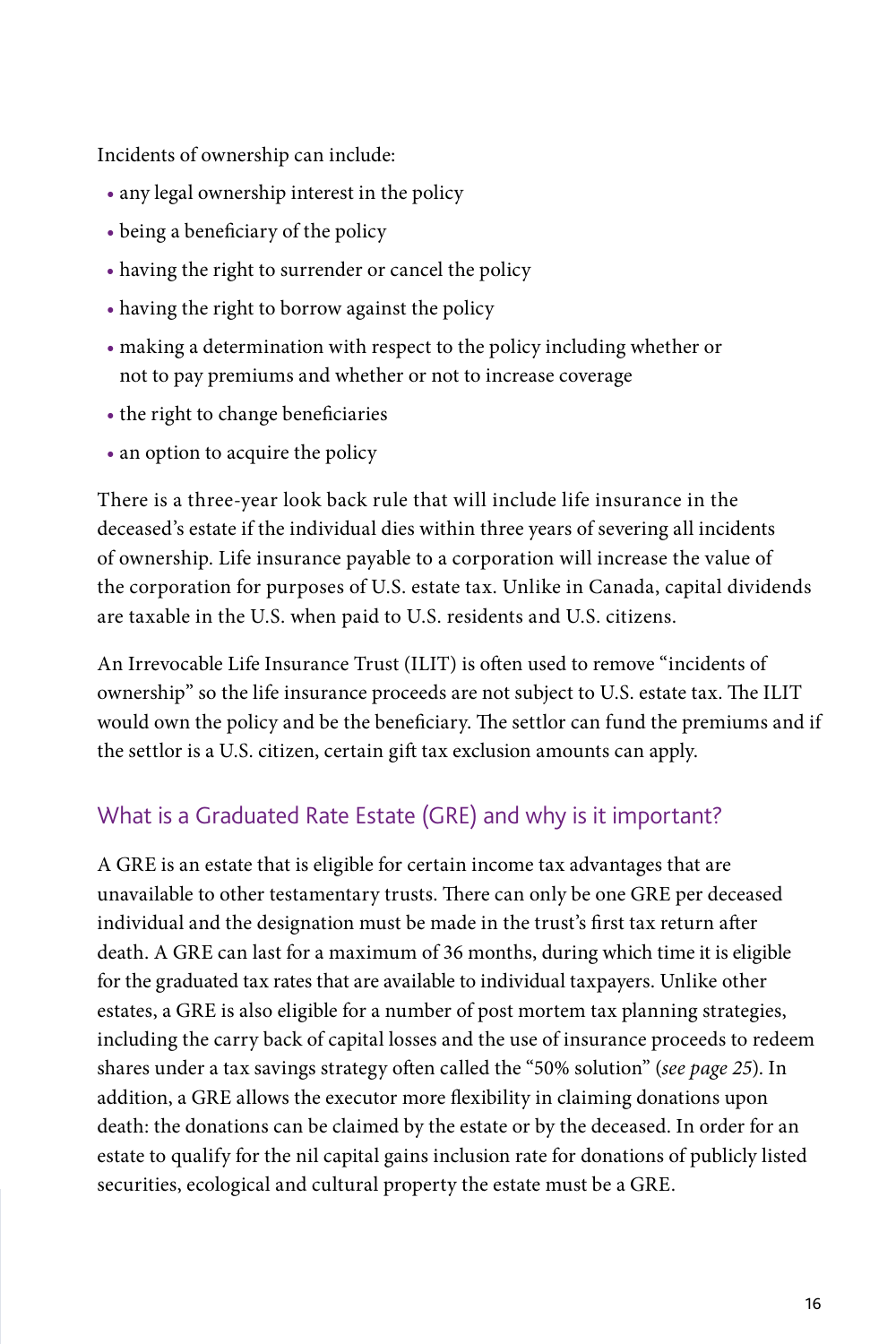Incidents of ownership can include:

- any legal ownership interest in the policy
- being a beneficiary of the policy
- having the right to surrender or cancel the policy
- having the right to borrow against the policy
- making a determination with respect to the policy including whether or not to pay premiums and whether or not to increase coverage
- the right to change beneficiaries
- an option to acquire the policy

There is a three-year look back rule that will include life insurance in the deceased's estate if the individual dies within three years of severing all incidents of ownership. Life insurance payable to a corporation will increase the value of the corporation for purposes of U.S. estate tax. Unlike in Canada, capital dividends are taxable in the U.S. when paid to U.S. residents and U.S. citizens.

An Irrevocable Life Insurance Trust (ILIT) is often used to remove "incidents of ownership" so the life insurance proceeds are not subject to U.S. estate tax. The ILIT would own the policy and be the beneficiary. The settlor can fund the premiums and if the settlor is a U.S. citizen, certain gift tax exclusion amounts can apply.

## What is a Graduated Rate Estate (GRE) and why is it important?

A GRE is an estate that is eligible for certain income tax advantages that are unavailable to other testamentary trusts. There can only be one GRE per deceased individual and the designation must be made in the trust's first tax return after death. A GRE can last for a maximum of 36 months, during which time it is eligible for the graduated tax rates that are available to individual taxpayers. Unlike other estates, a GRE is also eligible for a number of post mortem tax planning strategies, including the carry back of capital losses and the use of insurance proceeds to redeem shares under a tax savings strategy often called the "50% solution" (*see page 25*). In addition, a GRE allows the executor more flexibility in claiming donations upon death: the donations can be claimed by the estate or by the deceased. In order for an estate to qualify for the nil capital gains inclusion rate for donations of publicly listed securities, ecological and cultural property the estate must be a GRE.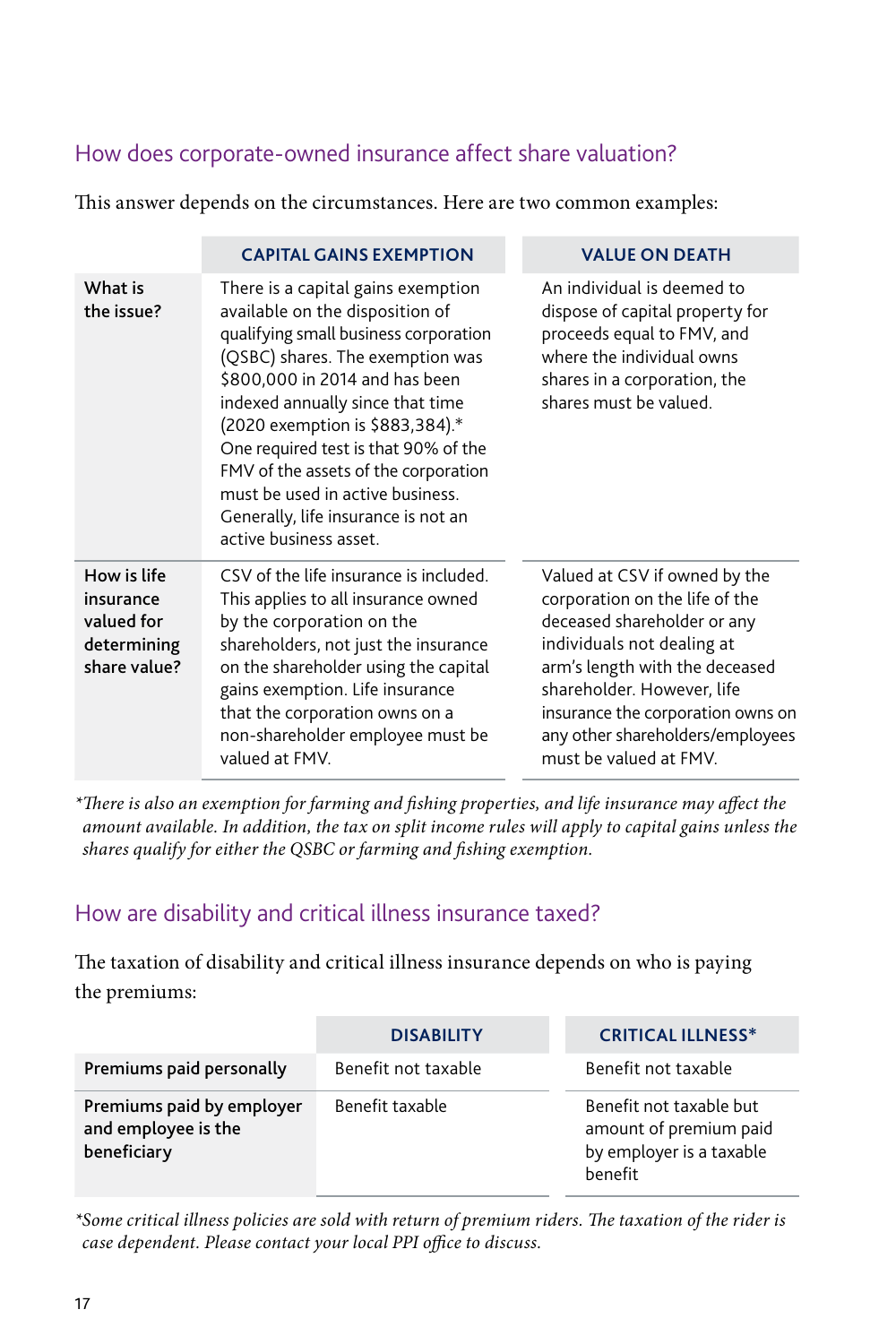## How does corporate-owned insurance affect share valuation?

This answer depends on the circumstances. Here are two common examples:

| | CAPITAL GAINS EXEMPTION | VALUE ON DEATH |
|---|---|---|
| **What is the issue?** | There is a capital gains exemption available on the disposition of qualifying small business corporation (QSBC) shares. The exemption was $800,000 in 2014 and has been indexed annually since that time (2020 exemption is $883,384).* One required test is that 90% of the FMV of the assets of the corporation must be used in active business. Generally, life insurance is not an active business asset. | An individual is deemed to dispose of capital property for proceeds equal to FMV, and where the individual owns shares in a corporation, the shares must be valued. |
| **How is life insurance valued for determining share value?** | CSV of the life insurance is included. This applies to all insurance owned by the corporation on the shareholders, not just the insurance on the shareholder using the capital gains exemption. Life insurance that the corporation owns on a non-shareholder employee must be valued at FMV. | Valued at CSV if owned by the corporation on the life of the deceased shareholder or any individuals not dealing at arm's length with the deceased shareholder. However, life insurance the corporation owns on any other shareholders/employees must be valued at FMV. |

*\*There is also an exemption for farming and fishing properties, and life insurance may affect the amount available. In addition, the tax on split income rules will apply to capital gains unless the shares qualify for either the QSBC or farming and fishing exemption.*

## How are disability and critical illness insurance taxed?

The taxation of disability and critical illness insurance depends on who is paying the premiums:

| | DISABILITY | CRITICAL ILLNESS* |
|---|---|---|
| **Premiums paid personally** | Benefit not taxable | Benefit not taxable |
| **Premiums paid by employer and employee is the beneficiary** | Benefit taxable | Benefit not taxable but amount of premium paid by employer is a taxable benefit |

*\*Some critical illness policies are sold with return of premium riders. The taxation of the rider is case dependent. Please contact your local PPI office to discuss.*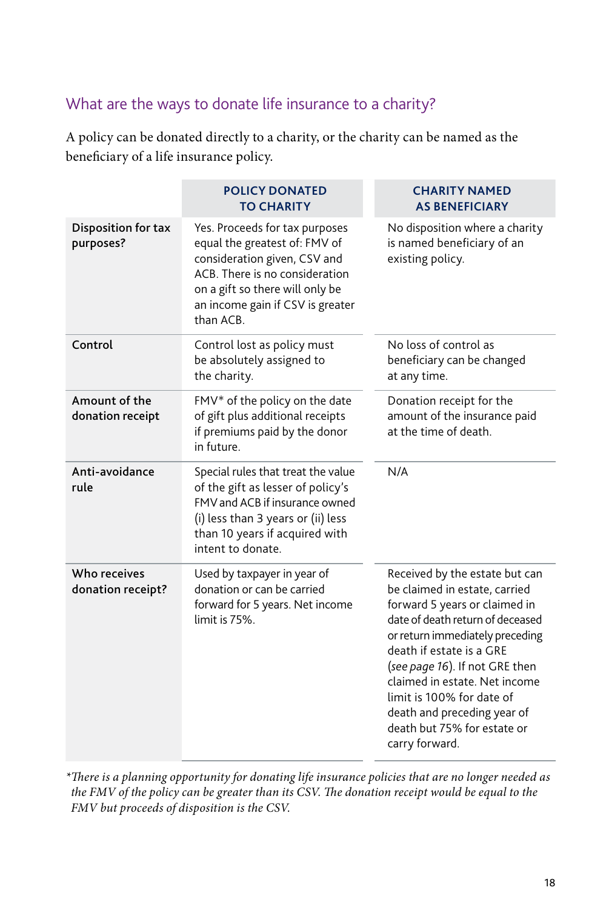## What are the ways to donate life insurance to a charity?

A policy can be donated directly to a charity, or the charity can be named as the beneficiary of a life insurance policy.

| | POLICY DONATED TO CHARITY | CHARITY NAMED AS BENEFICIARY |
|---|---|---|
| **Disposition for tax purposes?** | Yes. Proceeds for tax purposes equal the greatest of: FMV of consideration given, CSV and ACB. There is no consideration on a gift so there will only be an income gain if CSV is greater than ACB. | No disposition where a charity is named beneficiary of an existing policy. |
| **Control** | Control lost as policy must be absolutely assigned to the charity. | No loss of control as beneficiary can be changed at any time. |
| **Amount of the donation receipt** | FMV* of the policy on the date of gift plus additional receipts if premiums paid by the donor in future. | Donation receipt for the amount of the insurance paid at the time of death. |
| **Anti-avoidance rule** | Special rules that treat the value of the gift as lesser of policy's FMV and ACB if insurance owned (i) less than 3 years or (ii) less than 10 years if acquired with intent to donate. | N/A |
| **Who receives donation receipt?** | Used by taxpayer in year of donation or can be carried forward for 5 years. Net income limit is 75%. | Received by the estate but can be claimed in estate, carried forward 5 years or claimed in date of death return of deceased or return immediately preceding death if estate is a GRE (*see page 16*). If not GRE then claimed in estate. Net income limit is 100% for date of death and preceding year of death but 75% for estate or carry forward. |

*\*There is a planning opportunity for donating life insurance policies that are no longer needed as the FMV of the policy can be greater than its CSV. The donation receipt would be equal to the FMV but proceeds of disposition is the CSV.*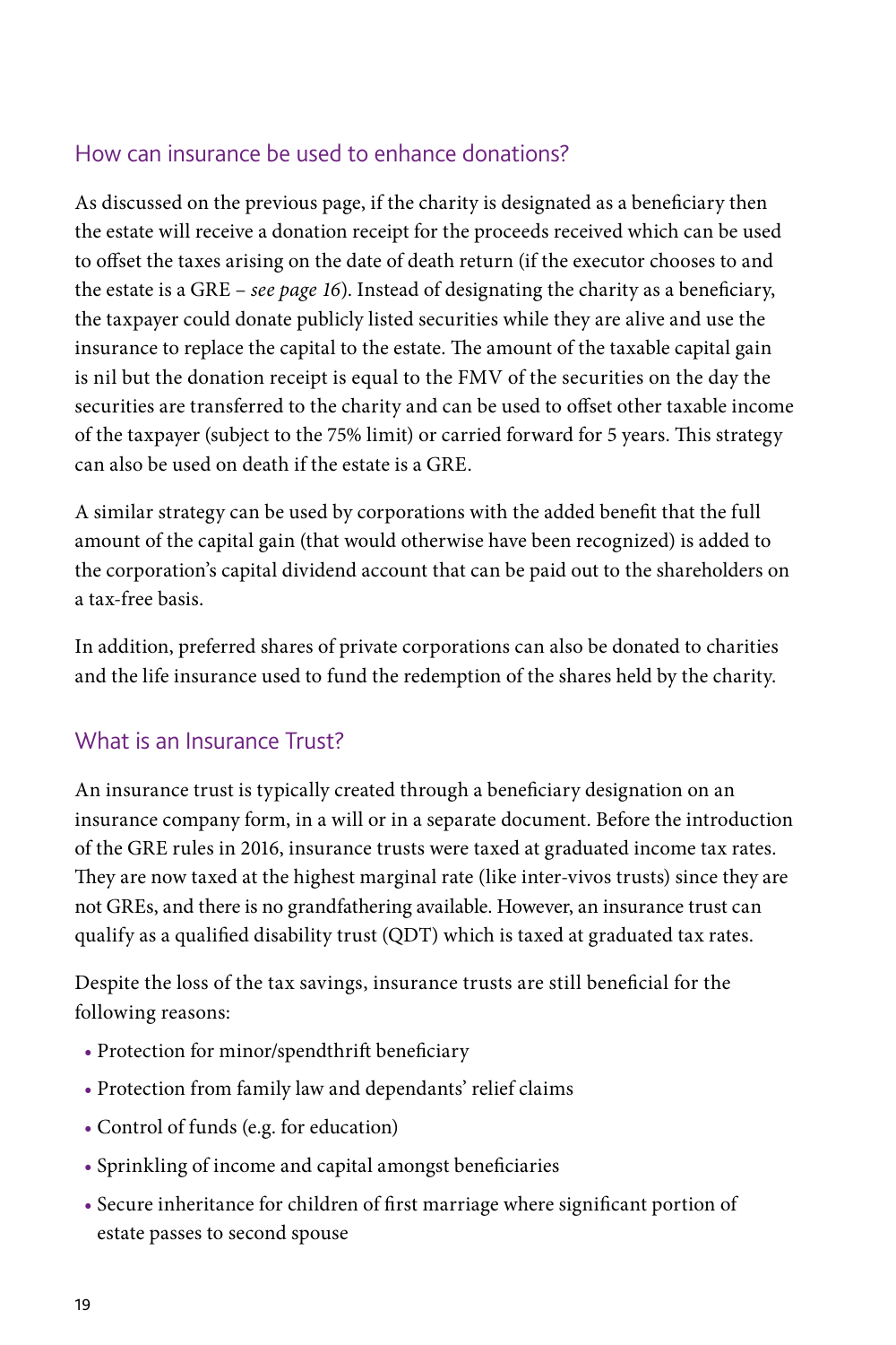## How can insurance be used to enhance donations?

As discussed on the previous page, if the charity is designated as a beneficiary then the estate will receive a donation receipt for the proceeds received which can be used to offset the taxes arising on the date of death return (if the executor chooses to and the estate is a GRE – *see page 16*). Instead of designating the charity as a beneficiary, the taxpayer could donate publicly listed securities while they are alive and use the insurance to replace the capital to the estate. The amount of the taxable capital gain is nil but the donation receipt is equal to the FMV of the securities on the day the securities are transferred to the charity and can be used to offset other taxable income of the taxpayer (subject to the 75% limit) or carried forward for 5 years. This strategy can also be used on death if the estate is a GRE.

A similar strategy can be used by corporations with the added benefit that the full amount of the capital gain (that would otherwise have been recognized) is added to the corporation's capital dividend account that can be paid out to the shareholders on a tax-free basis.

In addition, preferred shares of private corporations can also be donated to charities and the life insurance used to fund the redemption of the shares held by the charity.

## What is an Insurance Trust?

An insurance trust is typically created through a beneficiary designation on an insurance company form, in a will or in a separate document. Before the introduction of the GRE rules in 2016, insurance trusts were taxed at graduated income tax rates. They are now taxed at the highest marginal rate (like inter-vivos trusts) since they are not GREs, and there is no grandfathering available. However, an insurance trust can qualify as a qualified disability trust (QDT) which is taxed at graduated tax rates.

Despite the loss of the tax savings, insurance trusts are still beneficial for the following reasons:

- Protection for minor/spendthrift beneficiary
- Protection from family law and dependants' relief claims
- Control of funds (e.g. for education)
- Sprinkling of income and capital amongst beneficiaries
- Secure inheritance for children of first marriage where significant portion of estate passes to second spouse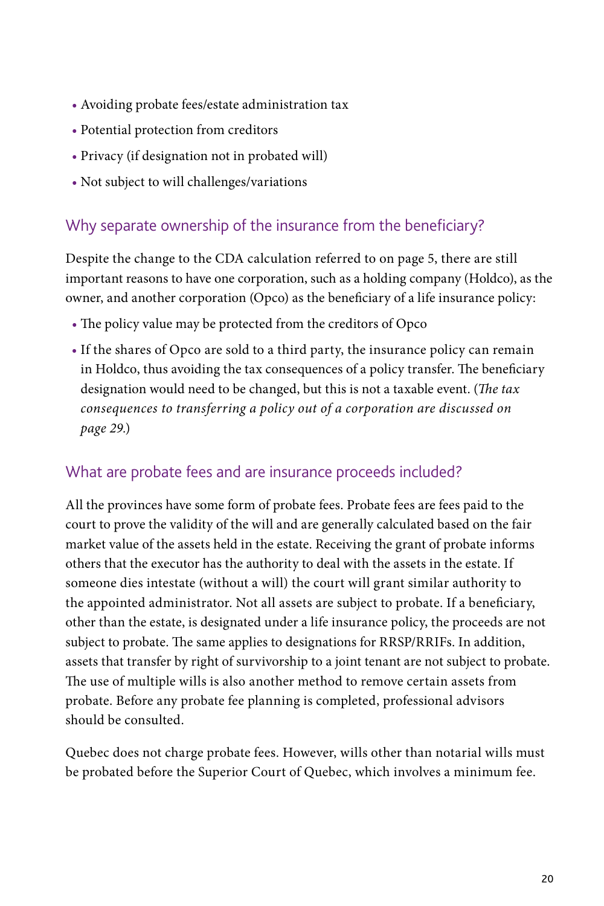- Avoiding probate fees/estate administration tax
- Potential protection from creditors
- Privacy (if designation not in probated will)
- Not subject to will challenges/variations

## Why separate ownership of the insurance from the beneficiary?

Despite the change to the CDA calculation referred to on page 5, there are still important reasons to have one corporation, such as a holding company (Holdco), as the owner, and another corporation (Opco) as the beneficiary of a life insurance policy:

- The policy value may be protected from the creditors of Opco
- If the shares of Opco are sold to a third party, the insurance policy can remain in Holdco, thus avoiding the tax consequences of a policy transfer. The beneficiary designation would need to be changed, but this is not a taxable event. (*The tax consequences to transferring a policy out of a corporation are discussed on page 29.*)

## What are probate fees and are insurance proceeds included?

All the provinces have some form of probate fees. Probate fees are fees paid to the court to prove the validity of the will and are generally calculated based on the fair market value of the assets held in the estate. Receiving the grant of probate informs others that the executor has the authority to deal with the assets in the estate. If someone dies intestate (without a will) the court will grant similar authority to the appointed administrator. Not all assets are subject to probate. If a beneficiary, other than the estate, is designated under a life insurance policy, the proceeds are not subject to probate. The same applies to designations for RRSP/RRIFs. In addition, assets that transfer by right of survivorship to a joint tenant are not subject to probate. The use of multiple wills is also another method to remove certain assets from probate. Before any probate fee planning is completed, professional advisors should be consulted.

Quebec does not charge probate fees. However, wills other than notarial wills must be probated before the Superior Court of Quebec, which involves a minimum fee.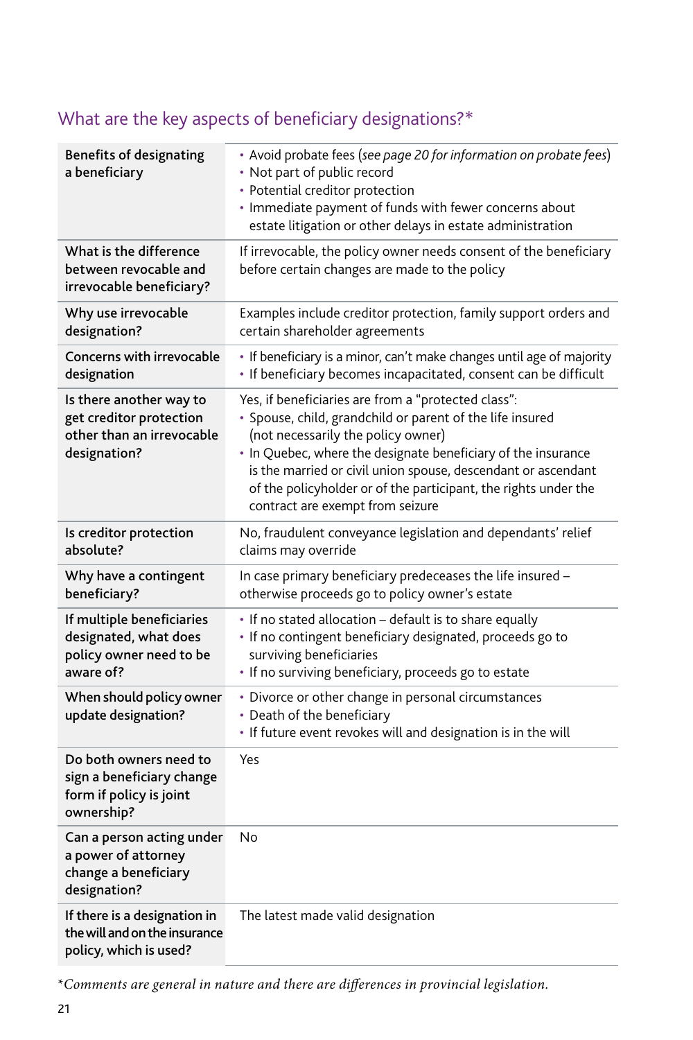## What are the key aspects of beneficiary designations?*

| | |
|---|---|
| **Benefits of designating a beneficiary** | • Avoid probate fees (*see page 20 for information on probate fees*)<br>• Not part of public record<br>• Potential creditor protection<br>• Immediate payment of funds with fewer concerns about estate litigation or other delays in estate administration |
| **What is the difference between revocable and irrevocable beneficiary?** | If irrevocable, the policy owner needs consent of the beneficiary before certain changes are made to the policy |
| **Why use irrevocable designation?** | Examples include creditor protection, family support orders and certain shareholder agreements |
| **Concerns with irrevocable designation** | • If beneficiary is a minor, can't make changes until age of majority<br>• If beneficiary becomes incapacitated, consent can be difficult |
| **Is there another way to get creditor protection other than an irrevocable designation?** | Yes, if beneficiaries are from a "protected class":<br>• Spouse, child, grandchild or parent of the life insured (not necessarily the policy owner)<br>• In Quebec, where the designate beneficiary of the insurance is the married or civil union spouse, descendant or ascendant of the policyholder or of the participant, the rights under the contract are exempt from seizure |
| **Is creditor protection absolute?** | No, fraudulent conveyance legislation and dependants' relief claims may override |
| **Why have a contingent beneficiary?** | In case primary beneficiary predeceases the life insured – otherwise proceeds go to policy owner's estate |
| **If multiple beneficiaries designated, what does policy owner need to be aware of?** | • If no stated allocation – default is to share equally<br>• If no contingent beneficiary designated, proceeds go to surviving beneficiaries<br>• If no surviving beneficiary, proceeds go to estate |
| **When should policy owner update designation?** | • Divorce or other change in personal circumstances<br>• Death of the beneficiary<br>• If future event revokes will and designation is in the will |
| **Do both owners need to sign a beneficiary change form if policy is joint ownership?** | Yes |
| **Can a person acting under a power of attorney change a beneficiary designation?** | No |
| **If there is a designation in the will and on the insurance policy, which is used?** | The latest made valid designation |

**Comments are general in nature and there are differences in provincial legislation.*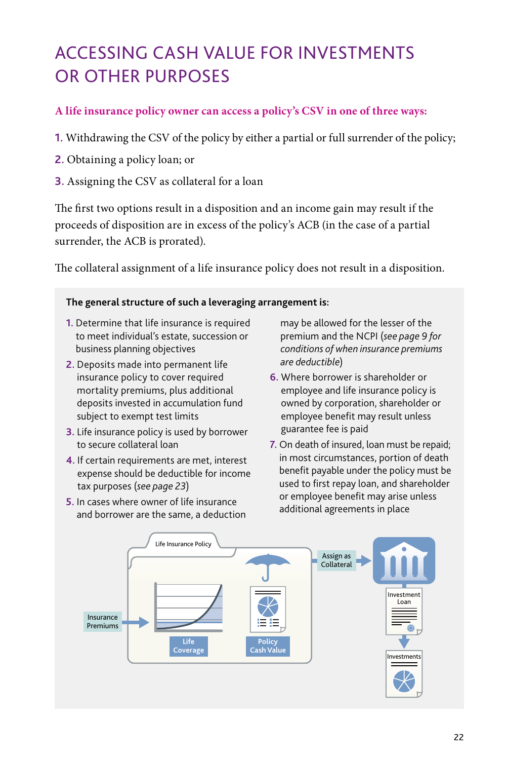# ACCESSING CASH VALUE FOR INVESTMENTS OR OTHER PURPOSES

**A life insurance policy owner can access a policy's CSV in one of three ways:**

1. Withdrawing the CSV of the policy by either a partial or full surrender of the policy;
2. Obtaining a policy loan; or
3. Assigning the CSV as collateral for a loan

The first two options result in a disposition and an income gain may result if the proceeds of disposition are in excess of the policy's ACB (in the case of a partial surrender, the ACB is prorated).

The collateral assignment of a life insurance policy does not result in a disposition.

**The general structure of such a leveraging arrangement is:**

1. Determine that life insurance is required to meet individual's estate, succession or business planning objectives
2. Deposits made into permanent life insurance policy to cover required mortality premiums, plus additional deposits invested in accumulation fund subject to exempt test limits
3. Life insurance policy is used by borrower to secure collateral loan
4. If certain requirements are met, interest expense should be deductible for income tax purposes (*see page 23*)
5. In cases where owner of life insurance and borrower are the same, a deduction may be allowed for the lesser of the premium and the NCPI (*see page 9 for conditions of when insurance premiums are deductible*)
6. Where borrower is shareholder or employee and life insurance policy is owned by corporation, shareholder or employee benefit may result unless guarantee fee is paid
7. On death of insured, loan must be repaid; in most circumstances, portion of death benefit payable under the policy must be used to first repay loan, and shareholder or employee benefit may arise unless additional agreements in place

Life Insurance Policy — Insurance Premiums — Life Coverage — Policy Cash Value — Assign as Collateral — Investment Loan — Investments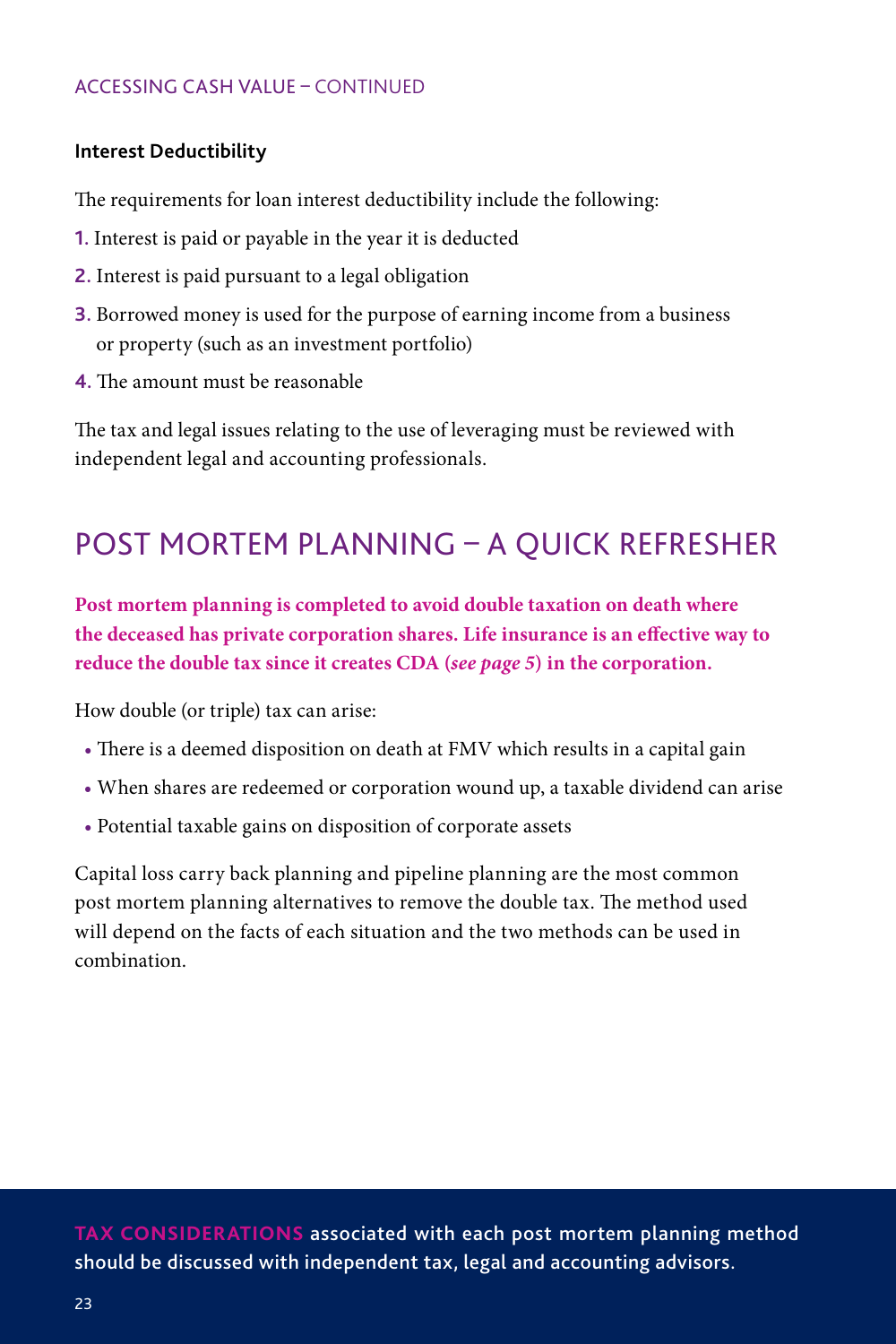ACCESSING CASH VALUE – CONTINUED

### Interest Deductibility

The requirements for loan interest deductibility include the following:

1. Interest is paid or payable in the year it is deducted
2. Interest is paid pursuant to a legal obligation
3. Borrowed money is used for the purpose of earning income from a business or property (such as an investment portfolio)
4. The amount must be reasonable

The tax and legal issues relating to the use of leveraging must be reviewed with independent legal and accounting professionals.

## POST MORTEM PLANNING – A QUICK REFRESHER

**Post mortem planning is completed to avoid double taxation on death where the deceased has private corporation shares. Life insurance is an effective way to reduce the double tax since it creates CDA (*see page 5*) in the corporation.**

How double (or triple) tax can arise:

- There is a deemed disposition on death at FMV which results in a capital gain
- When shares are redeemed or corporation wound up, a taxable dividend can arise
- Potential taxable gains on disposition of corporate assets

Capital loss carry back planning and pipeline planning are the most common post mortem planning alternatives to remove the double tax. The method used will depend on the facts of each situation and the two methods can be used in combination.

**TAX CONSIDERATIONS** associated with each post mortem planning method should be discussed with independent tax, legal and accounting advisors.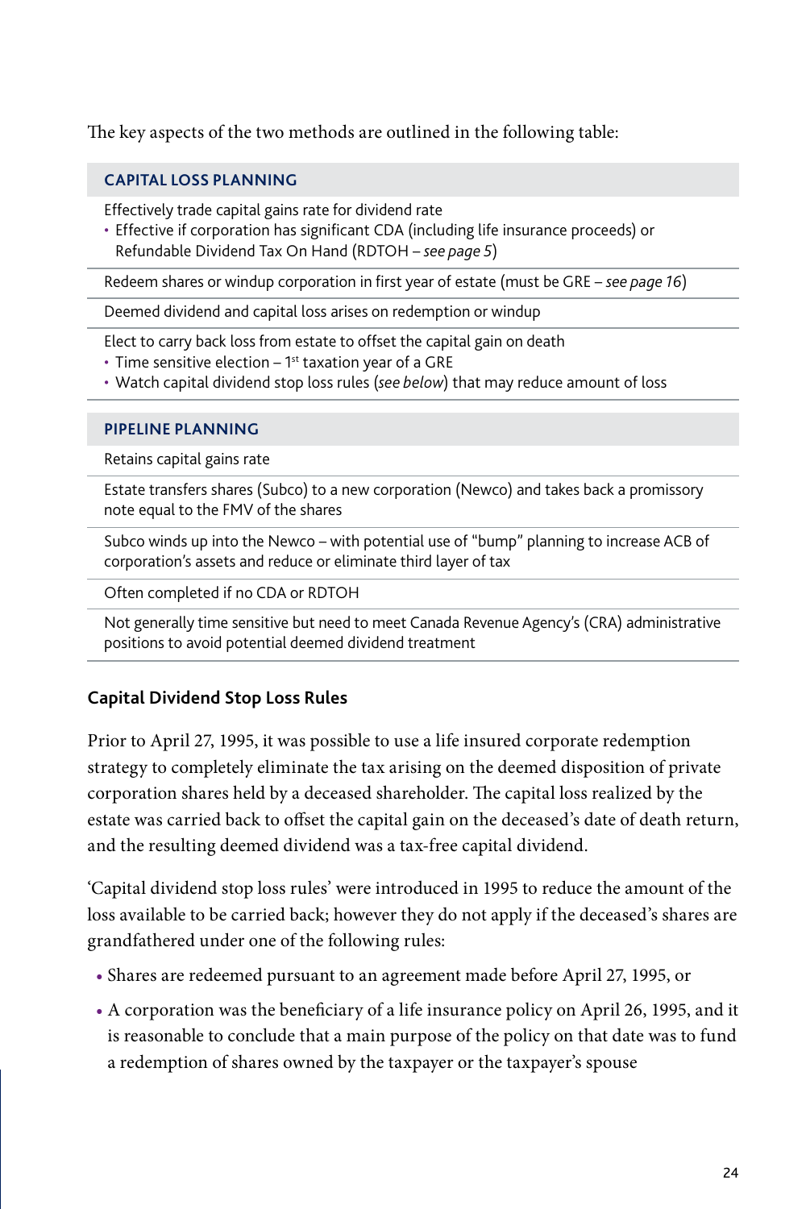The key aspects of the two methods are outlined in the following table:

| CAPITAL LOSS PLANNING |
|---|
| Effectively trade capital gains rate for dividend rate<br>• Effective if corporation has significant CDA (including life insurance proceeds) or Refundable Dividend Tax On Hand (RDTOH – *see page 5*) |
| Redeem shares or windup corporation in first year of estate (must be GRE – *see page 16*) |
| Deemed dividend and capital loss arises on redemption or windup |
| Elect to carry back loss from estate to offset the capital gain on death<br>• Time sensitive election – 1st taxation year of a GRE<br>• Watch capital dividend stop loss rules (*see below*) that may reduce amount of loss |

| PIPELINE PLANNING |
|---|
| Retains capital gains rate |
| Estate transfers shares (Subco) to a new corporation (Newco) and takes back a promissory note equal to the FMV of the shares |
| Subco winds up into the Newco – with potential use of "bump" planning to increase ACB of corporation's assets and reduce or eliminate third layer of tax |
| Often completed if no CDA or RDTOH |
| Not generally time sensitive but need to meet Canada Revenue Agency's (CRA) administrative positions to avoid potential deemed dividend treatment |

### Capital Dividend Stop Loss Rules

Prior to April 27, 1995, it was possible to use a life insured corporate redemption strategy to completely eliminate the tax arising on the deemed disposition of private corporation shares held by a deceased shareholder. The capital loss realized by the estate was carried back to offset the capital gain on the deceased's date of death return, and the resulting deemed dividend was a tax-free capital dividend.

'Capital dividend stop loss rules' were introduced in 1995 to reduce the amount of the loss available to be carried back; however they do not apply if the deceased's shares are grandfathered under one of the following rules:

- Shares are redeemed pursuant to an agreement made before April 27, 1995, or
- A corporation was the beneficiary of a life insurance policy on April 26, 1995, and it is reasonable to conclude that a main purpose of the policy on that date was to fund a redemption of shares owned by the taxpayer or the taxpayer's spouse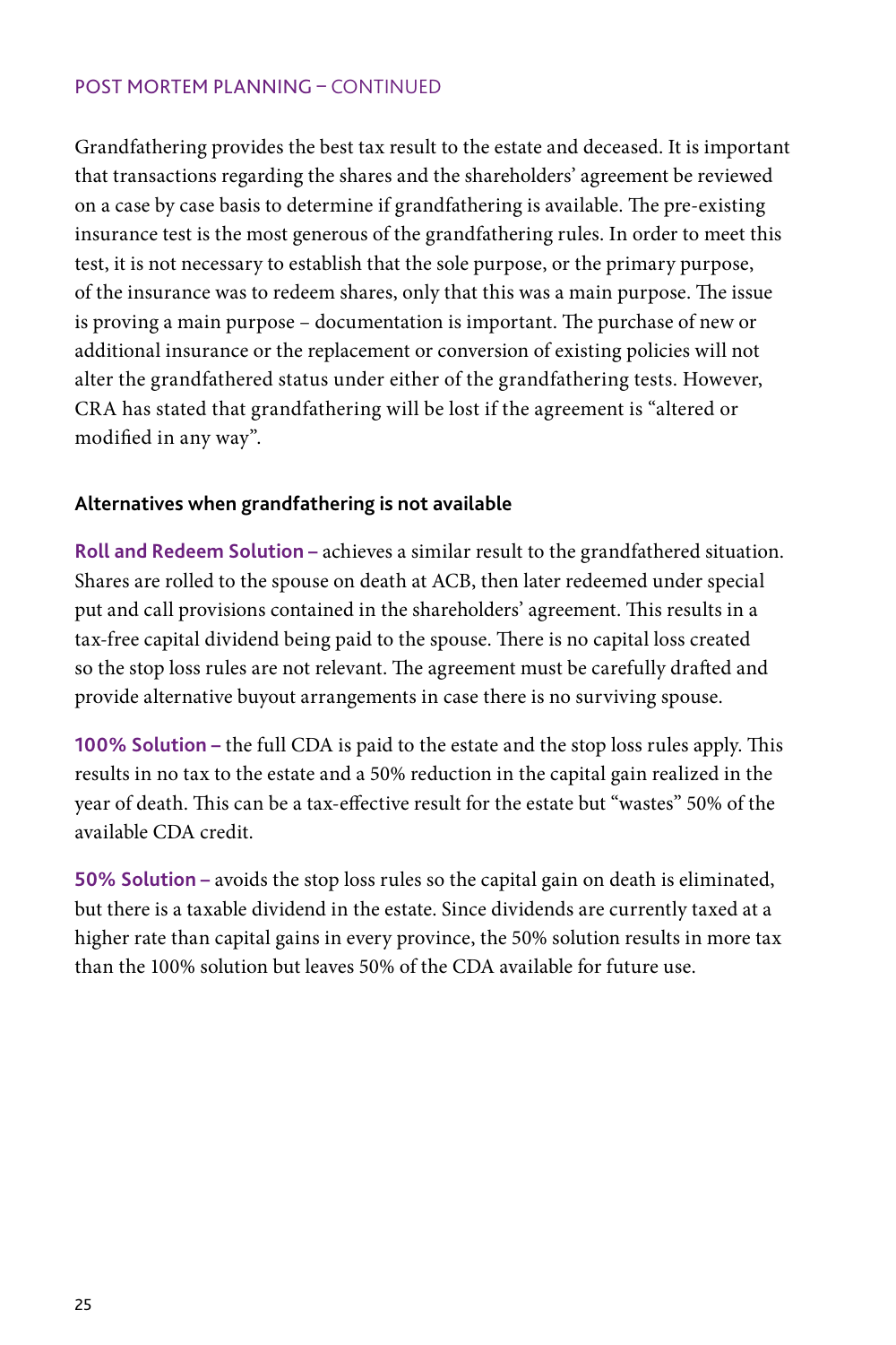Grandfathering provides the best tax result to the estate and deceased. It is important that transactions regarding the shares and the shareholders' agreement be reviewed on a case by case basis to determine if grandfathering is available. The pre-existing insurance test is the most generous of the grandfathering rules. In order to meet this test, it is not necessary to establish that the sole purpose, or the primary purpose, of the insurance was to redeem shares, only that this was a main purpose. The issue is proving a main purpose – documentation is important. The purchase of new or additional insurance or the replacement or conversion of existing policies will not alter the grandfathered status under either of the grandfathering tests. However, CRA has stated that grandfathering will be lost if the agreement is "altered or modified in any way".

### Alternatives when grandfathering is not available

**Roll and Redeem Solution –** achieves a similar result to the grandfathered situation. Shares are rolled to the spouse on death at ACB, then later redeemed under special put and call provisions contained in the shareholders' agreement. This results in a tax-free capital dividend being paid to the spouse. There is no capital loss created so the stop loss rules are not relevant. The agreement must be carefully drafted and provide alternative buyout arrangements in case there is no surviving spouse.

**100% Solution –** the full CDA is paid to the estate and the stop loss rules apply. This results in no tax to the estate and a 50% reduction in the capital gain realized in the year of death. This can be a tax-effective result for the estate but "wastes" 50% of the available CDA credit.

**50% Solution –** avoids the stop loss rules so the capital gain on death is eliminated, but there is a taxable dividend in the estate. Since dividends are currently taxed at a higher rate than capital gains in every province, the 50% solution results in more tax than the 100% solution but leaves 50% of the CDA available for future use.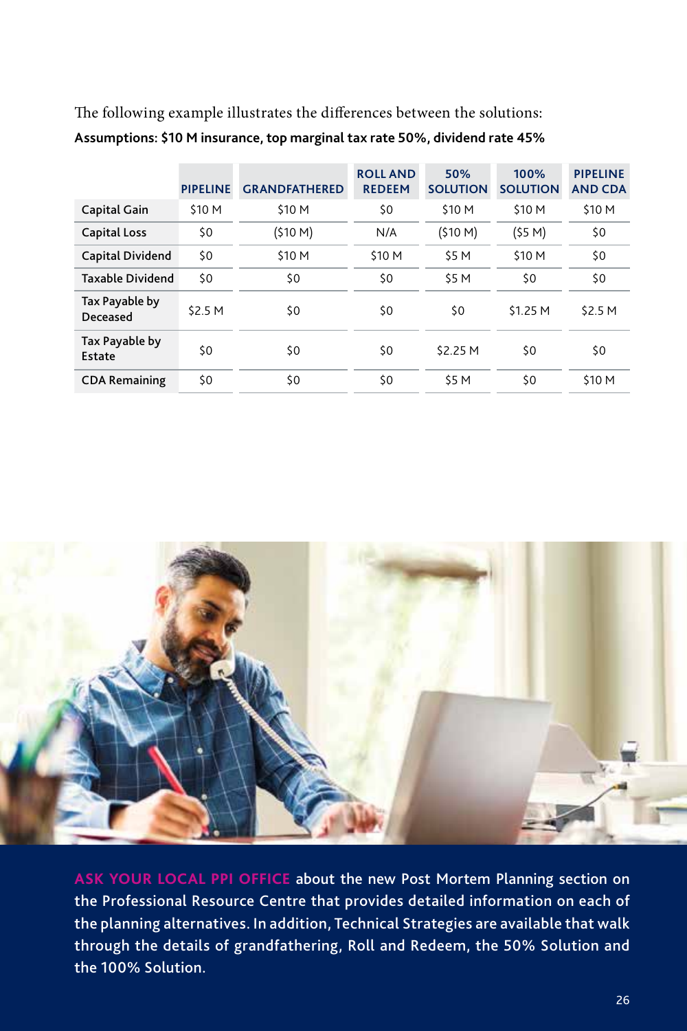The following example illustrates the differences between the solutions:

**Assumptions: $10 M insurance, top marginal tax rate 50%, dividend rate 45%**

| | PIPELINE | GRANDFATHERED | ROLL AND REDEEM | 50% SOLUTION | 100% SOLUTION | PIPELINE AND CDA |
|---|---|---|---|---|---|---|
| Capital Gain | $10 M | $10 M | $0 | $10 M | $10 M | $10 M |
| Capital Loss | $0 | ($10 M) | N/A | ($10 M) | ($5 M) | $0 |
| Capital Dividend | $0 | $10 M | $10 M | $5 M | $10 M | $0 |
| Taxable Dividend | $0 | $0 | $0 | $5 M | $0 | $0 |
| Tax Payable by Deceased | $2.5 M | $0 | $0 | $0 | $1.25 M | $2.5 M |
| Tax Payable by Estate | $0 | $0 | $0 | $2.25 M | $0 | $0 |
| CDA Remaining | $0 | $0 | $0 | $5 M | $0 | $10 M |

**ASK YOUR LOCAL PPI OFFICE** about the new Post Mortem Planning section on the Professional Resource Centre that provides detailed information on each of the planning alternatives. In addition, Technical Strategies are available that walk through the details of grandfathering, Roll and Redeem, the 50% Solution and the 100% Solution.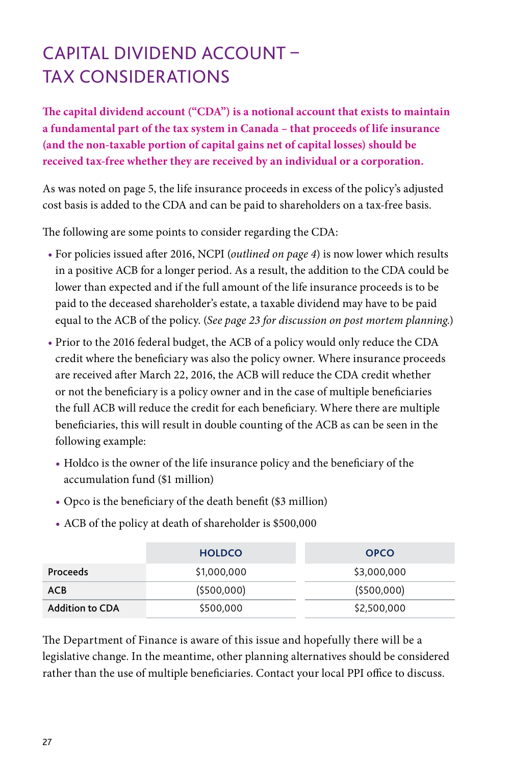# CAPITAL DIVIDEND ACCOUNT – TAX CONSIDERATIONS

**The capital dividend account ("CDA") is a notional account that exists to maintain a fundamental part of the tax system in Canada – that proceeds of life insurance (and the non-taxable portion of capital gains net of capital losses) should be received tax-free whether they are received by an individual or a corporation.**

As was noted on page 5, the life insurance proceeds in excess of the policy's adjusted cost basis is added to the CDA and can be paid to shareholders on a tax-free basis.

The following are some points to consider regarding the CDA:

- For policies issued after 2016, NCPI (*outlined on page 4*) is now lower which results in a positive ACB for a longer period. As a result, the addition to the CDA could be lower than expected and if the full amount of the life insurance proceeds is to be paid to the deceased shareholder's estate, a taxable dividend may have to be paid equal to the ACB of the policy. (*See page 23 for discussion on post mortem planning.*)
- Prior to the 2016 federal budget, the ACB of a policy would only reduce the CDA credit where the beneficiary was also the policy owner. Where insurance proceeds are received after March 22, 2016, the ACB will reduce the CDA credit whether or not the beneficiary is a policy owner and in the case of multiple beneficiaries the full ACB will reduce the credit for each beneficiary. Where there are multiple beneficiaries, this will result in double counting of the ACB as can be seen in the following example:
  - Holdco is the owner of the life insurance policy and the beneficiary of the accumulation fund ($1 million)
  - Opco is the beneficiary of the death benefit ($3 million)
  - ACB of the policy at death of shareholder is $500,000

| | HOLDCO | OPCO |
|---|---|---|
| Proceeds | $1,000,000 | $3,000,000 |
| ACB | ($500,000) | ($500,000) |
| Addition to CDA | $500,000 | $2,500,000 |

The Department of Finance is aware of this issue and hopefully there will be a legislative change. In the meantime, other planning alternatives should be considered rather than the use of multiple beneficiaries. Contact your local PPI office to discuss.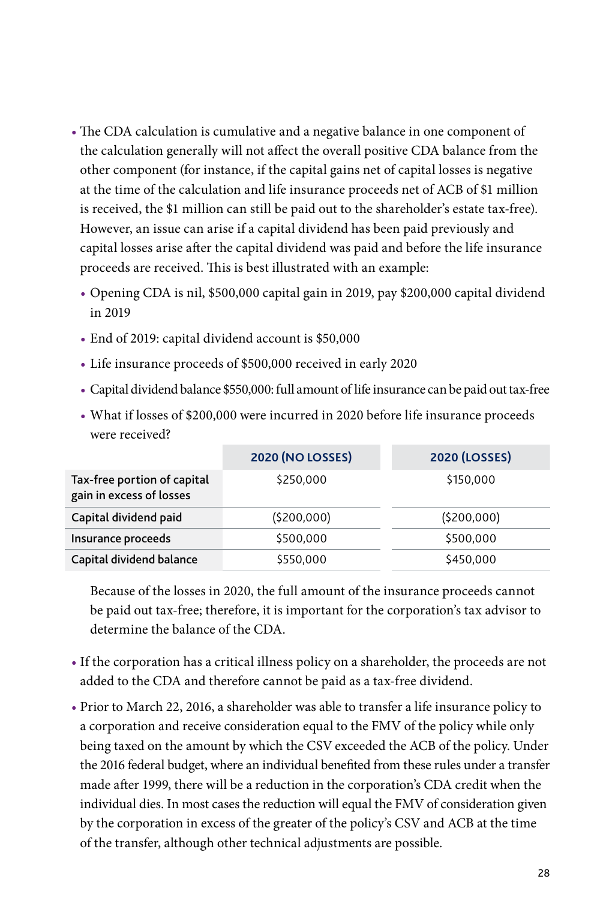- The CDA calculation is cumulative and a negative balance in one component of the calculation generally will not affect the overall positive CDA balance from the other component (for instance, if the capital gains net of capital losses is negative at the time of the calculation and life insurance proceeds net of ACB of $1 million is received, the $1 million can still be paid out to the shareholder's estate tax-free). However, an issue can arise if a capital dividend has been paid previously and capital losses arise after the capital dividend was paid and before the life insurance proceeds are received. This is best illustrated with an example:
  - Opening CDA is nil, $500,000 capital gain in 2019, pay $200,000 capital dividend in 2019
  - End of 2019: capital dividend account is $50,000
  - Life insurance proceeds of $500,000 received in early 2020
  - Capital dividend balance $550,000: full amount of life insurance can be paid out tax-free
  - What if losses of $200,000 were incurred in 2020 before life insurance proceeds were received?

| | 2020 (NO LOSSES) | 2020 (LOSSES) |
|---|---|---|
| Tax-free portion of capital gain in excess of losses | $250,000 | $150,000 |
| Capital dividend paid | ($200,000) | ($200,000) |
| Insurance proceeds | $500,000 | $500,000 |
| Capital dividend balance | $550,000 | $450,000 |

  Because of the losses in 2020, the full amount of the insurance proceeds cannot be paid out tax-free; therefore, it is important for the corporation's tax advisor to determine the balance of the CDA.

- If the corporation has a critical illness policy on a shareholder, the proceeds are not added to the CDA and therefore cannot be paid as a tax-free dividend.
- Prior to March 22, 2016, a shareholder was able to transfer a life insurance policy to a corporation and receive consideration equal to the FMV of the policy while only being taxed on the amount by which the CSV exceeded the ACB of the policy. Under the 2016 federal budget, where an individual benefited from these rules under a transfer made after 1999, there will be a reduction in the corporation's CDA credit when the individual dies. In most cases the reduction will equal the FMV of consideration given by the corporation in excess of the greater of the policy's CSV and ACB at the time of the transfer, although other technical adjustments are possible.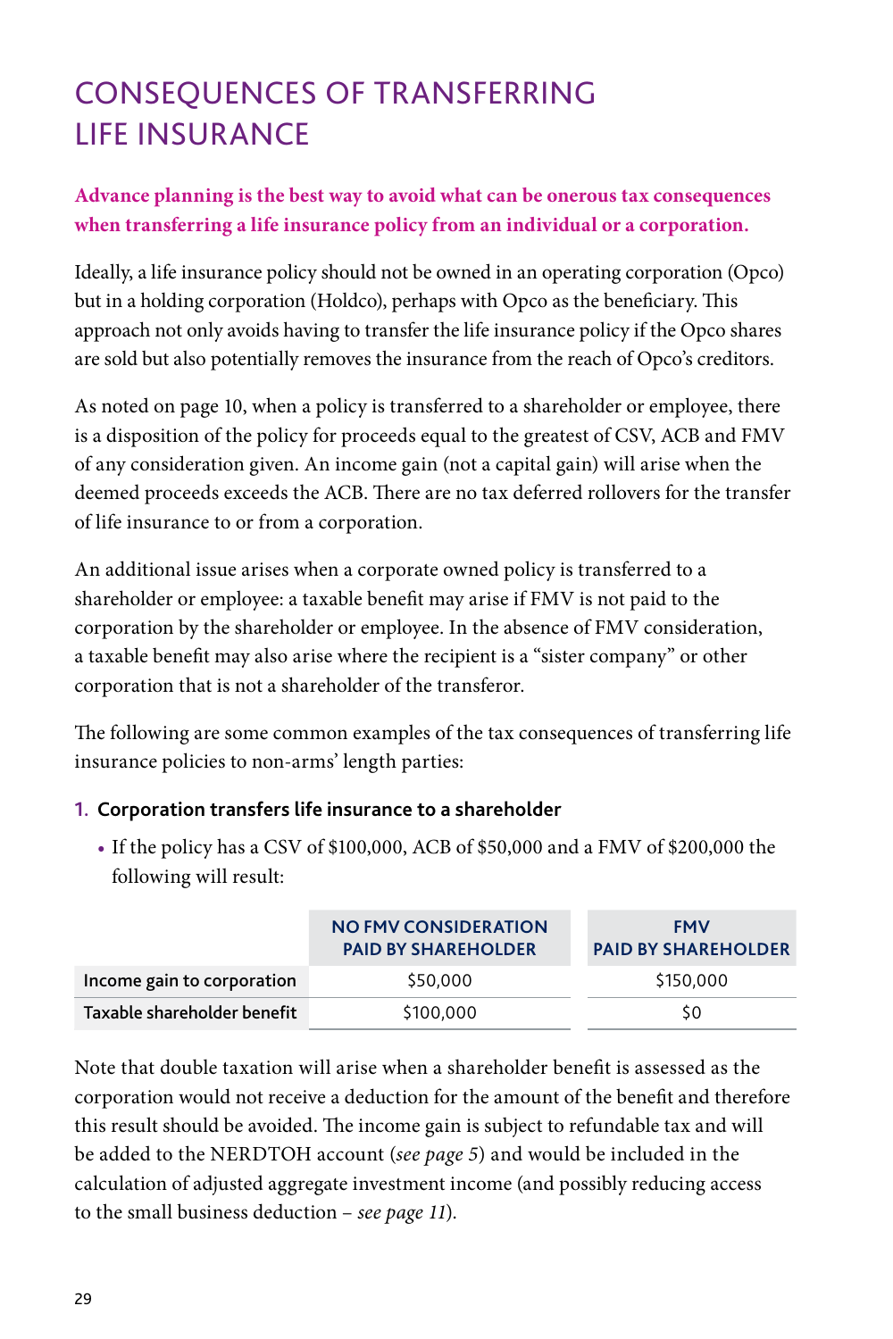# CONSEQUENCES OF TRANSFERRING LIFE INSURANCE

**Advance planning is the best way to avoid what can be onerous tax consequences when transferring a life insurance policy from an individual or a corporation.**

Ideally, a life insurance policy should not be owned in an operating corporation (Opco) but in a holding corporation (Holdco), perhaps with Opco as the beneficiary. This approach not only avoids having to transfer the life insurance policy if the Opco shares are sold but also potentially removes the insurance from the reach of Opco's creditors.

As noted on page 10, when a policy is transferred to a shareholder or employee, there is a disposition of the policy for proceeds equal to the greatest of CSV, ACB and FMV of any consideration given. An income gain (not a capital gain) will arise when the deemed proceeds exceeds the ACB. There are no tax deferred rollovers for the transfer of life insurance to or from a corporation.

An additional issue arises when a corporate owned policy is transferred to a shareholder or employee: a taxable benefit may arise if FMV is not paid to the corporation by the shareholder or employee. In the absence of FMV consideration, a taxable benefit may also arise where the recipient is a "sister company" or other corporation that is not a shareholder of the transferor.

The following are some common examples of the tax consequences of transferring life insurance policies to non-arms' length parties:

1. **Corporation transfers life insurance to a shareholder**
   - If the policy has a CSV of $100,000, ACB of $50,000 and a FMV of $200,000 the following will result:

| | NO FMV CONSIDERATION PAID BY SHAREHOLDER | FMV PAID BY SHAREHOLDER |
|---|---|---|
| Income gain to corporation | $50,000 | $150,000 |
| Taxable shareholder benefit | $100,000 | $0 |

Note that double taxation will arise when a shareholder benefit is assessed as the corporation would not receive a deduction for the amount of the benefit and therefore this result should be avoided. The income gain is subject to refundable tax and will be added to the NERDTOH account (*see page 5*) and would be included in the calculation of adjusted aggregate investment income (and possibly reducing access to the small business deduction – *see page 11*).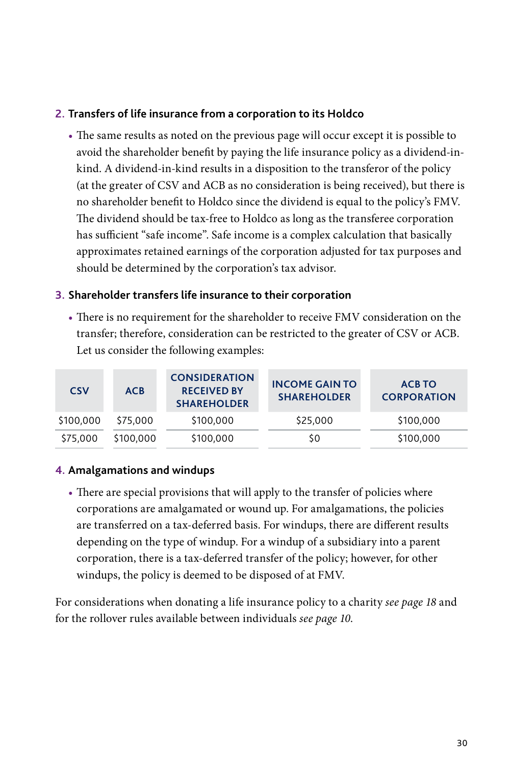### 2. Transfers of life insurance from a corporation to its Holdco

- The same results as noted on the previous page will occur except it is possible to avoid the shareholder benefit by paying the life insurance policy as a dividend-in-kind. A dividend-in-kind results in a disposition to the transferor of the policy (at the greater of CSV and ACB as no consideration is being received), but there is no shareholder benefit to Holdco since the dividend is equal to the policy's FMV. The dividend should be tax-free to Holdco as long as the transferee corporation has sufficient "safe income". Safe income is a complex calculation that basically approximates retained earnings of the corporation adjusted for tax purposes and should be determined by the corporation's tax advisor.

### 3. Shareholder transfers life insurance to their corporation

- There is no requirement for the shareholder to receive FMV consideration on the transfer; therefore, consideration can be restricted to the greater of CSV or ACB. Let us consider the following examples:

| CSV | ACB | CONSIDERATION RECEIVED BY SHAREHOLDER | INCOME GAIN TO SHAREHOLDER | ACB TO CORPORATION |
|---|---|---|---|---|
| $100,000 | $75,000 | $100,000 | $25,000 | $100,000 |
| $75,000 | $100,000 | $100,000 | $0 | $100,000 |

### 4. Amalgamations and windups

- There are special provisions that will apply to the transfer of policies where corporations are amalgamated or wound up. For amalgamations, the policies are transferred on a tax-deferred basis. For windups, there are different results depending on the type of windup. For a windup of a subsidiary into a parent corporation, there is a tax-deferred transfer of the policy; however, for other windups, the policy is deemed to be disposed of at FMV.

For considerations when donating a life insurance policy to a charity *see page 18* and for the rollover rules available between individuals *see page 10*.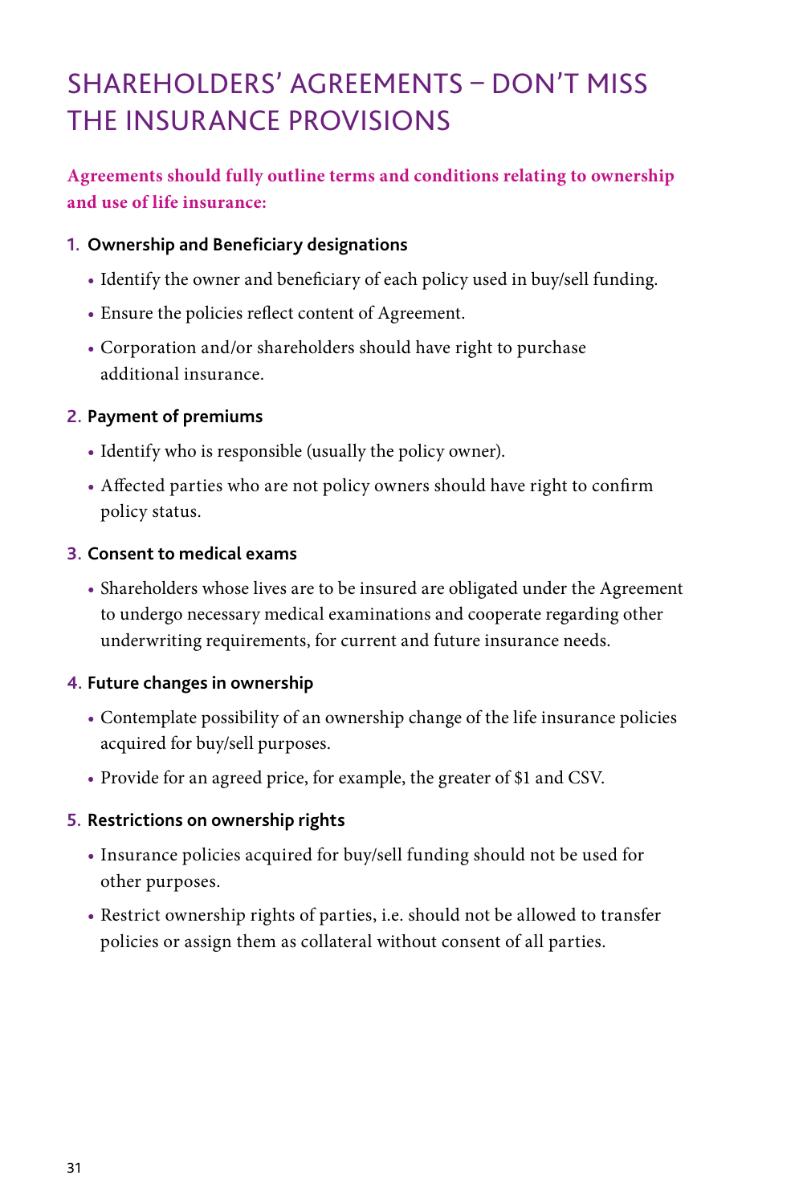# SHAREHOLDERS' AGREEMENTS – DON'T MISS THE INSURANCE PROVISIONS

**Agreements should fully outline terms and conditions relating to ownership and use of life insurance:**

1. **Ownership and Beneficiary designations**
   - Identify the owner and beneficiary of each policy used in buy/sell funding.
   - Ensure the policies reflect content of Agreement.
   - Corporation and/or shareholders should have right to purchase additional insurance.

2. **Payment of premiums**
   - Identify who is responsible (usually the policy owner).
   - Affected parties who are not policy owners should have right to confirm policy status.

3. **Consent to medical exams**
   - Shareholders whose lives are to be insured are obligated under the Agreement to undergo necessary medical examinations and cooperate regarding other underwriting requirements, for current and future insurance needs.

4. **Future changes in ownership**
   - Contemplate possibility of an ownership change of the life insurance policies acquired for buy/sell purposes.
   - Provide for an agreed price, for example, the greater of $1 and CSV.

5. **Restrictions on ownership rights**
   - Insurance policies acquired for buy/sell funding should not be used for other purposes.
   - Restrict ownership rights of parties, i.e. should not be allowed to transfer policies or assign them as collateral without consent of all parties.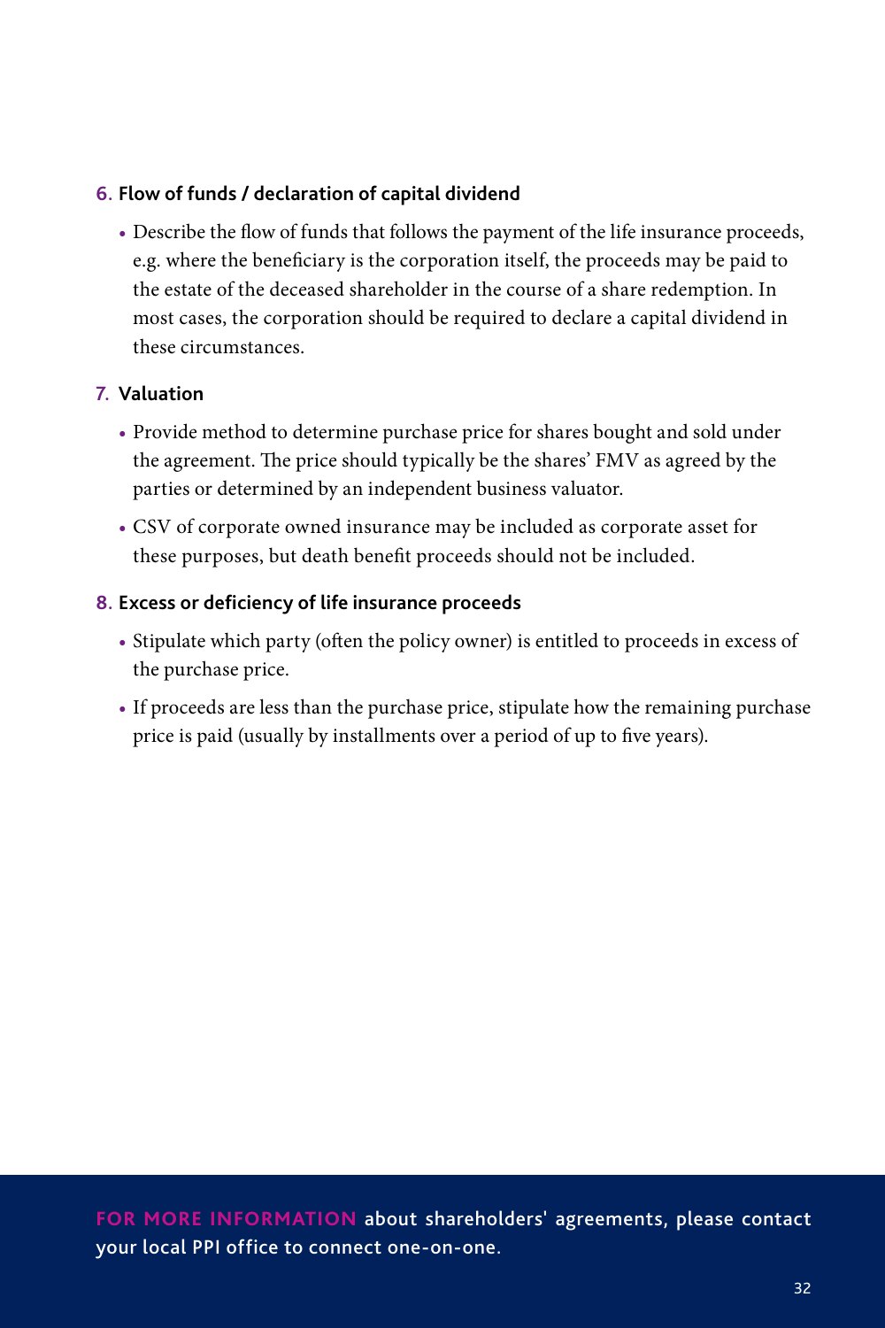6. **Flow of funds / declaration of capital dividend**

   - Describe the flow of funds that follows the payment of the life insurance proceeds, e.g. where the beneficiary is the corporation itself, the proceeds may be paid to the estate of the deceased shareholder in the course of a share redemption. In most cases, the corporation should be required to declare a capital dividend in these circumstances.

7. **Valuation**

   - Provide method to determine purchase price for shares bought and sold under the agreement. The price should typically be the shares' FMV as agreed by the parties or determined by an independent business valuator.
   - CSV of corporate owned insurance may be included as corporate asset for these purposes, but death benefit proceeds should not be included.

8. **Excess or deficiency of life insurance proceeds**

   - Stipulate which party (often the policy owner) is entitled to proceeds in excess of the purchase price.
   - If proceeds are less than the purchase price, stipulate how the remaining purchase price is paid (usually by installments over a period of up to five years).

**FOR MORE INFORMATION** about shareholders' agreements, please contact your local PPI office to connect one-on-one.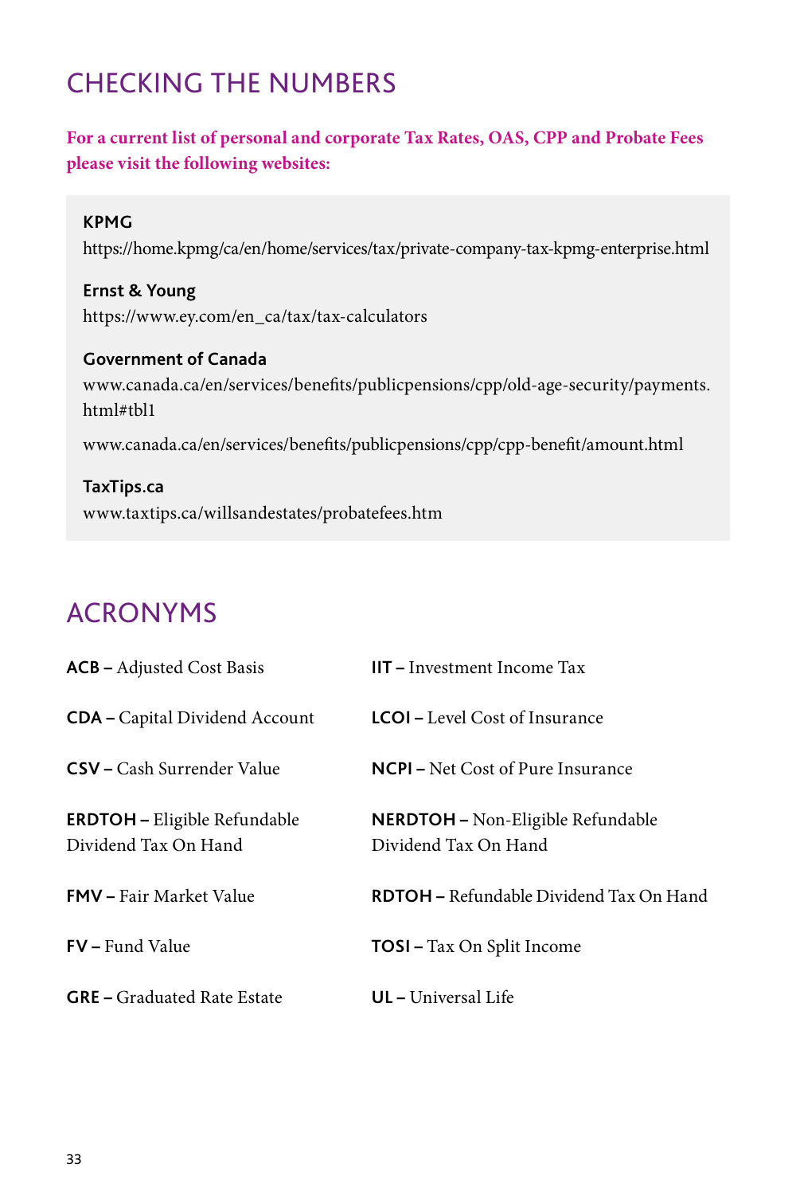## CHECKING THE NUMBERS

**For a current list of personal and corporate Tax Rates, OAS, CPP and Probate Fees please visit the following websites:**

**KPMG**
https://home.kpmg/ca/en/home/services/tax/private-company-tax-kpmg-enterprise.html

**Ernst & Young**
https://www.ey.com/en_ca/tax/tax-calculators

**Government of Canada**
www.canada.ca/en/services/benefits/publicpensions/cpp/old-age-security/payments.html#tbl1

www.canada.ca/en/services/benefits/publicpensions/cpp/cpp-benefit/amount.html

**TaxTips.ca**
www.taxtips.ca/willsandestates/probatefees.htm

## ACRONYMS

**ACB –** Adjusted Cost Basis

**CDA –** Capital Dividend Account

**CSV –** Cash Surrender Value

**ERDTOH –** Eligible Refundable Dividend Tax On Hand

**FMV –** Fair Market Value

**FV –** Fund Value

**GRE –** Graduated Rate Estate

**IIT –** Investment Income Tax

**LCOI –** Level Cost of Insurance

**NCPI –** Net Cost of Pure Insurance

**NERDTOH –** Non-Eligible Refundable Dividend Tax On Hand

**RDTOH –** Refundable Dividend Tax On Hand

**TOSI –** Tax On Split Income

**UL –** Universal Life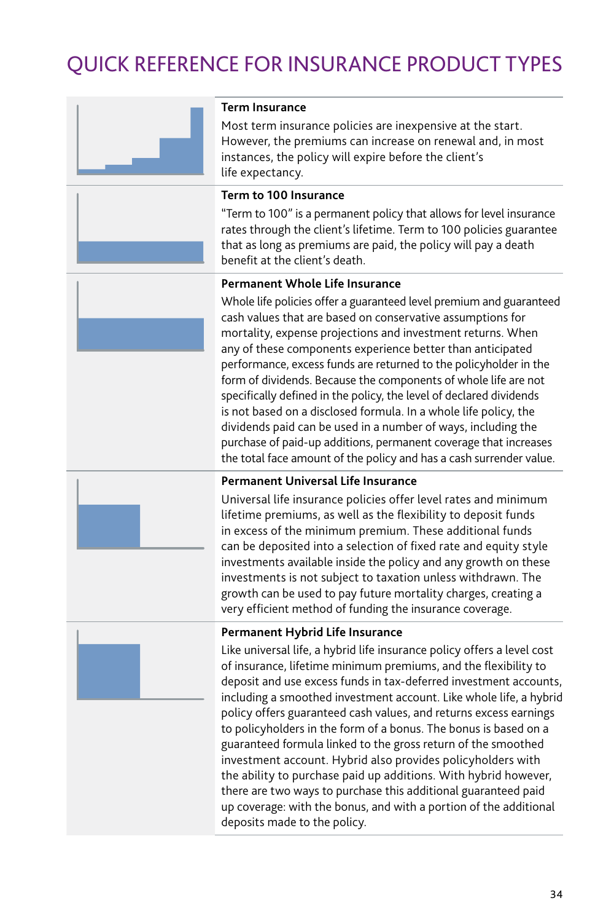# QUICK REFERENCE FOR INSURANCE PRODUCT TYPES

**Term Insurance**

Most term insurance policies are inexpensive at the start. However, the premiums can increase on renewal and, in most instances, the policy will expire before the client's life expectancy.

**Term to 100 Insurance**

"Term to 100" is a permanent policy that allows for level insurance rates through the client's lifetime. Term to 100 policies guarantee that as long as premiums are paid, the policy will pay a death benefit at the client's death.

**Permanent Whole Life Insurance**

Whole life policies offer a guaranteed level premium and guaranteed cash values that are based on conservative assumptions for mortality, expense projections and investment returns. When any of these components experience better than anticipated performance, excess funds are returned to the policyholder in the form of dividends. Because the components of whole life are not specifically defined in the policy, the level of declared dividends is not based on a disclosed formula. In a whole life policy, the dividends paid can be used in a number of ways, including the purchase of paid-up additions, permanent coverage that increases the total face amount of the policy and has a cash surrender value.

**Permanent Universal Life Insurance**

Universal life insurance policies offer level rates and minimum lifetime premiums, as well as the flexibility to deposit funds in excess of the minimum premium. These additional funds can be deposited into a selection of fixed rate and equity style investments available inside the policy and any growth on these investments is not subject to taxation unless withdrawn. The growth can be used to pay future mortality charges, creating a very efficient method of funding the insurance coverage.

**Permanent Hybrid Life Insurance**

Like universal life, a hybrid life insurance policy offers a level cost of insurance, lifetime minimum premiums, and the flexibility to deposit and use excess funds in tax-deferred investment accounts, including a smoothed investment account. Like whole life, a hybrid policy offers guaranteed cash values, and returns excess earnings to policyholders in the form of a bonus. The bonus is based on a guaranteed formula linked to the gross return of the smoothed investment account. Hybrid also provides policyholders with the ability to purchase paid up additions. With hybrid however, there are two ways to purchase this additional guaranteed paid up coverage: with the bonus, and with a portion of the additional deposits made to the policy.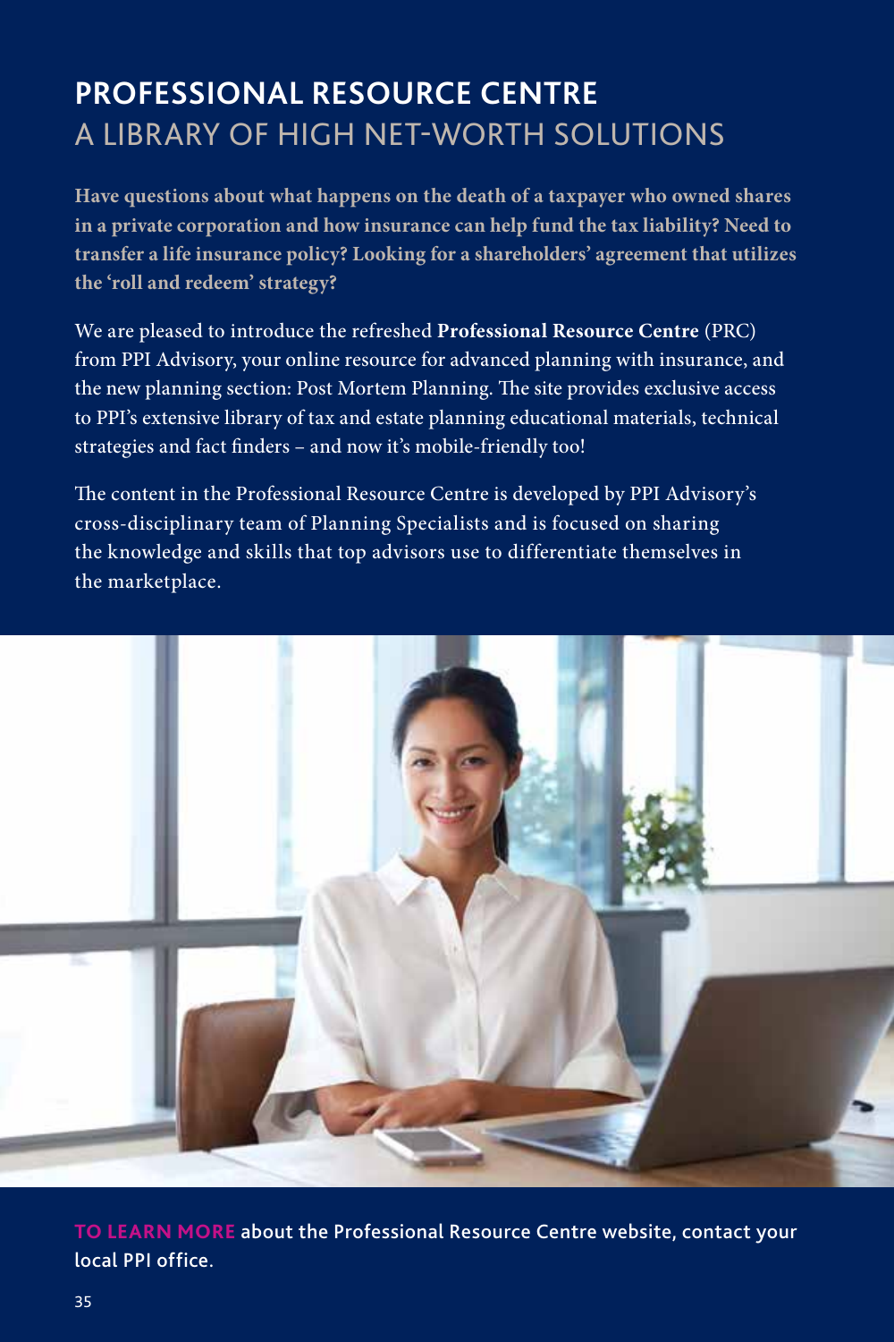# PROFESSIONAL RESOURCE CENTRE

## A LIBRARY OF HIGH NET-WORTH SOLUTIONS

**Have questions about what happens on the death of a taxpayer who owned shares in a private corporation and how insurance can help fund the tax liability? Need to transfer a life insurance policy? Looking for a shareholders' agreement that utilizes the 'roll and redeem' strategy?**

We are pleased to introduce the refreshed **Professional Resource Centre** (PRC) from PPI Advisory, your online resource for advanced planning with insurance, and the new planning section: Post Mortem Planning. The site provides exclusive access to PPI's extensive library of tax and estate planning educational materials, technical strategies and fact finders – and now it's mobile-friendly too!

The content in the Professional Resource Centre is developed by PPI Advisory's cross-disciplinary team of Planning Specialists and is focused on sharing the knowledge and skills that top advisors use to differentiate themselves in the marketplace.

**TO LEARN MORE** about the Professional Resource Centre website, contact your local PPI office.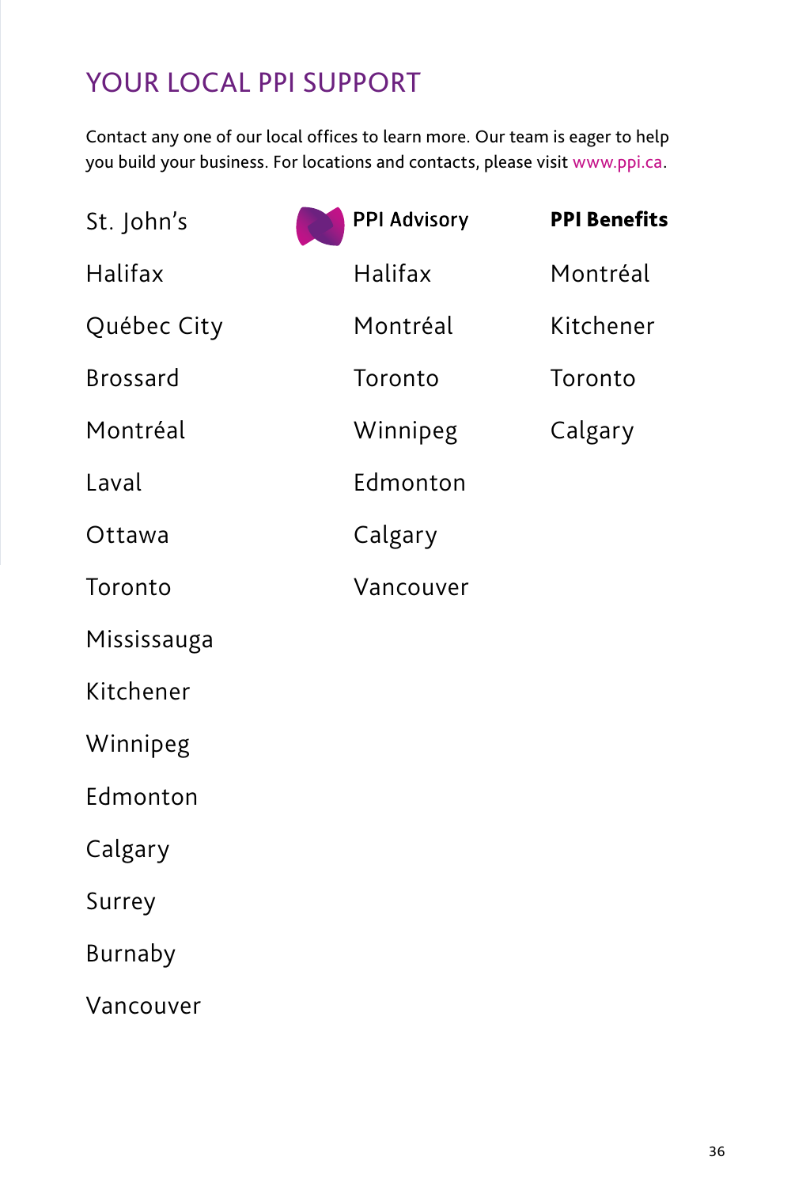# YOUR LOCAL PPI SUPPORT

Contact any one of our local offices to learn more. Our team is eager to help you build your business. For locations and contacts, please visit www.ppi.ca.

| | PPI Advisory | **PPI Benefits** |
|---|---|---|
| St. John's | | |
| Halifax | Halifax | Montréal |
| Québec City | Montréal | Kitchener |
| Brossard | Toronto | Toronto |
| Montréal | Winnipeg | Calgary |
| Laval | Edmonton | |
| Ottawa | Calgary | |
| Toronto | Vancouver | |
| Mississauga | | |
| Kitchener | | |
| Winnipeg | | |
| Edmonton | | |
| Calgary | | |
| Surrey | | |
| Burnaby | | |
| Vancouver | | |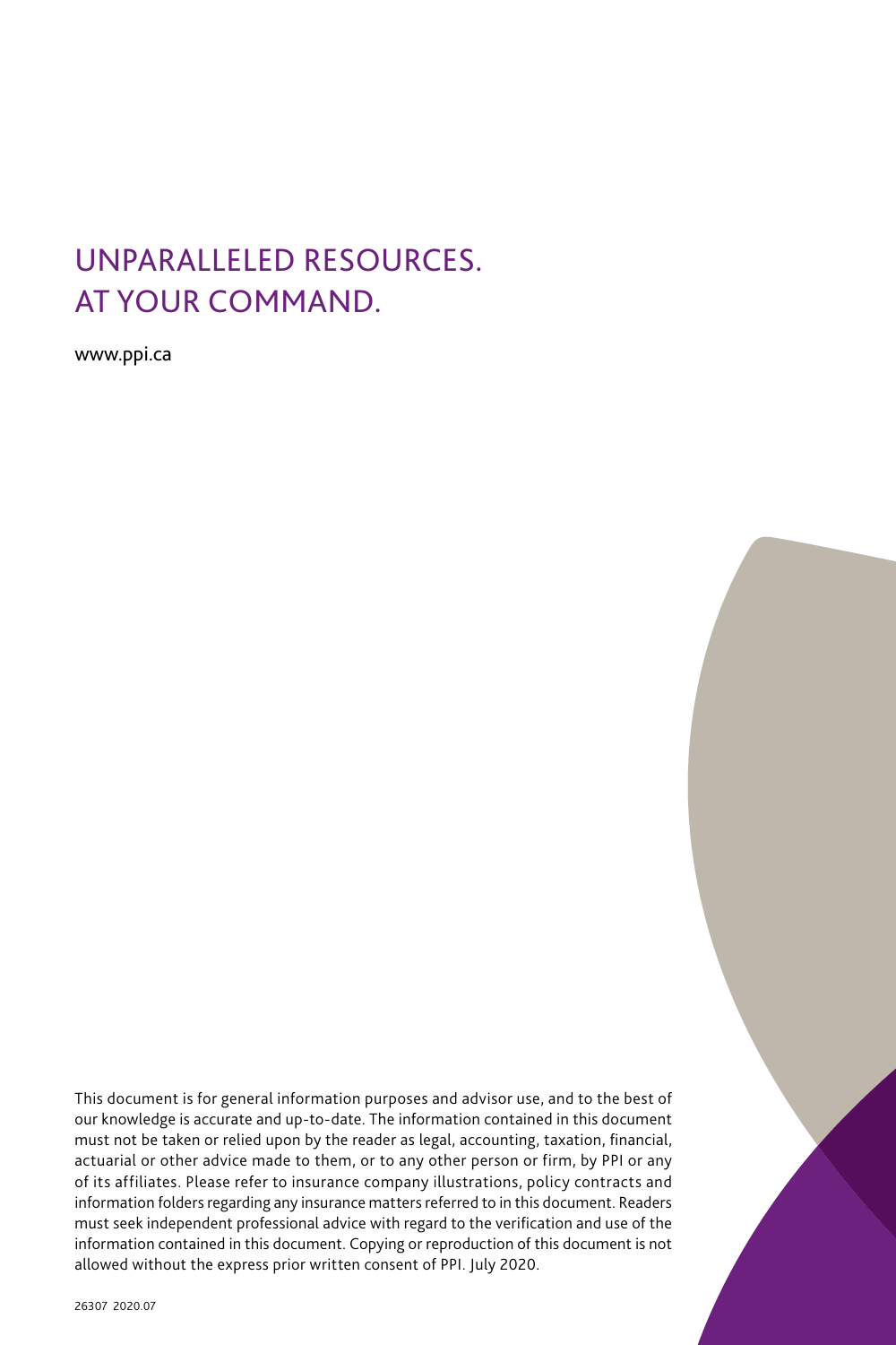# UNPARALLELED RESOURCES.
# AT YOUR COMMAND.

www.ppi.ca

This document is for general information purposes and advisor use, and to the best of our knowledge is accurate and up-to-date. The information contained in this document must not be taken or relied upon by the reader as legal, accounting, taxation, financial, actuarial or other advice made to them, or to any other person or firm, by PPI or any of its affiliates. Please refer to insurance company illustrations, policy contracts and information folders regarding any insurance matters referred to in this document. Readers must seek independent professional advice with regard to the verification and use of the information contained in this document. Copying or reproduction of this document is not allowed without the express prior written consent of PPI. July 2020.

26307 2020.07